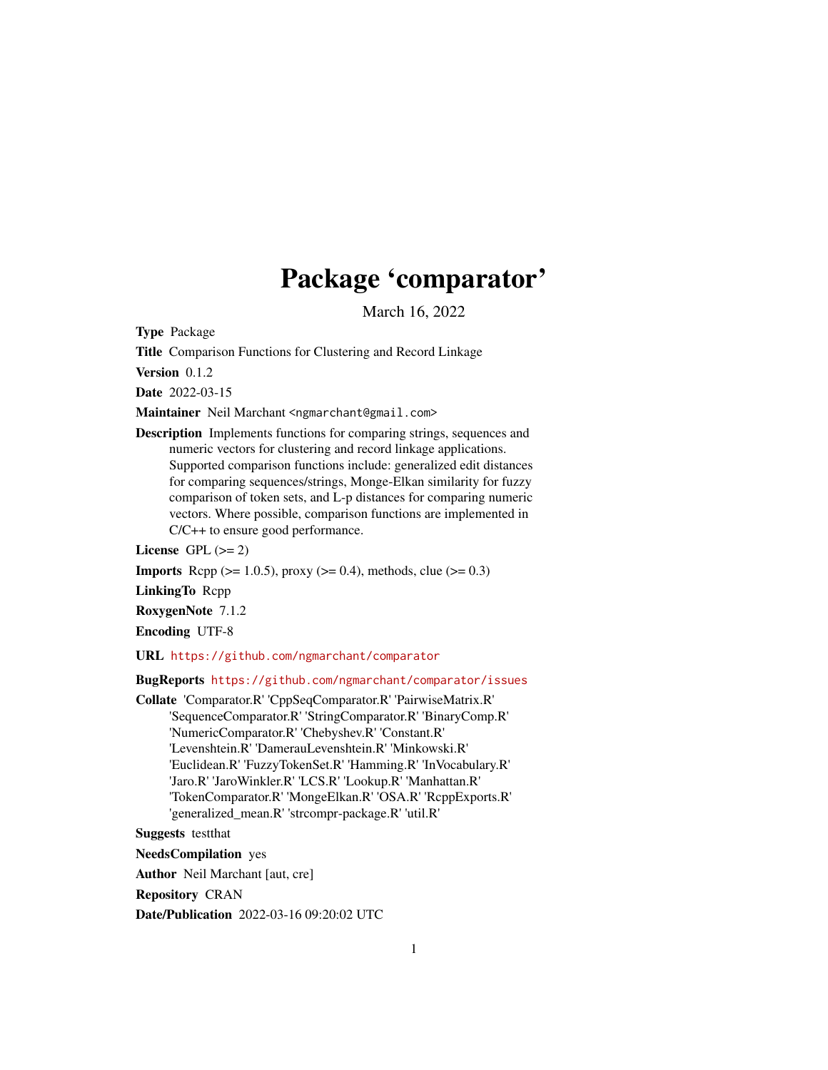# Package 'comparator'

March 16, 2022

**Type** Package

**Title** Comparison Functions for Clustering and Record Linkage

**Version** 0.1.2

**Date** 2022-03-15

**Maintainer** Neil Marchant <ngmarchant@gmail.com>

**Description** Implements functions for comparing strings, sequences and numeric vectors for clustering and record linkage applications. Supported comparison functions include: generalized edit distances for comparing sequences/strings, Monge-Elkan similarity for fuzzy comparison of token sets, and L-p distances for comparing numeric vectors. Where possible, comparison functions are implemented in C/C++ to ensure good performance.

**License** GPL (>= 2)

**Imports** Rcpp (>= 1.0.5), proxy (>= 0.4), methods, clue (>= 0.3)

**LinkingTo** Rcpp

**RoxygenNote** 7.1.2

**Encoding** UTF-8

**URL** https://github.com/ngmarchant/comparator

**BugReports** https://github.com/ngmarchant/comparator/issues

**Collate** 'Comparator.R' 'CppSeqComparator.R' 'PairwiseMatrix.R' 'SequenceComparator.R' 'StringComparator.R' 'BinaryComp.R' 'NumericComparator.R' 'Chebyshev.R' 'Constant.R' 'Levenshtein.R' 'DamerauLevenshtein.R' 'Minkowski.R' 'Euclidean.R' 'FuzzyTokenSet.R' 'Hamming.R' 'InVocabulary.R' 'Jaro.R' 'JaroWinkler.R' 'LCS.R' 'Lookup.R' 'Manhattan.R' 'TokenComparator.R' 'MongeElkan.R' 'OSA.R' 'RcppExports.R' 'generalized_mean.R' 'strcompr-package.R' 'util.R'

**Suggests** testthat

**NeedsCompilation** yes

**Author** Neil Marchant [aut, cre]

**Repository** CRAN

**Date/Publication** 2022-03-16 09:20:02 UTC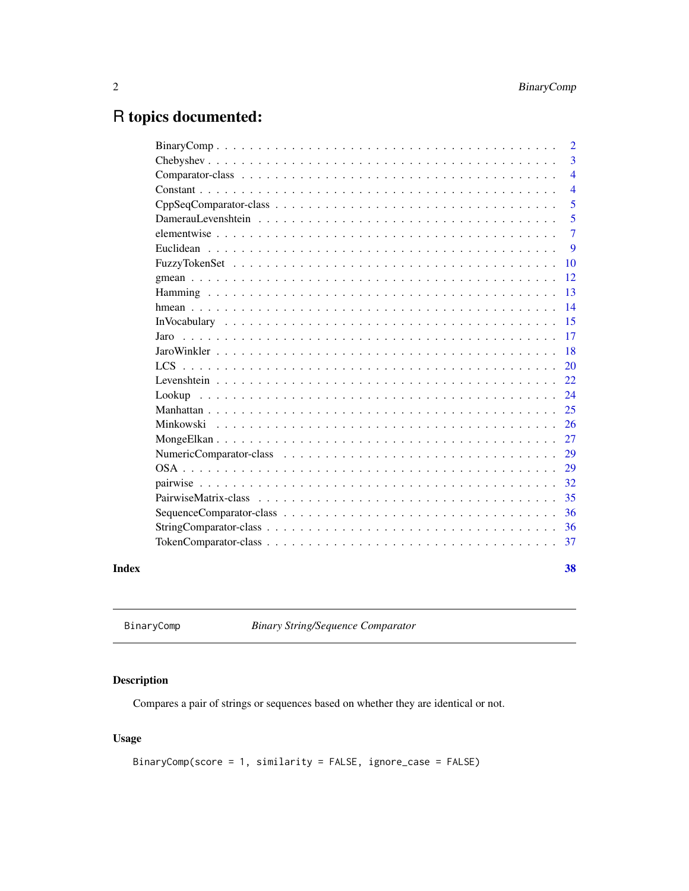# R topics documented:

| | |
|---|---|
| BinaryComp | 2 |
| Chebyshev | 3 |
| Comparator-class | 4 |
| Constant | 4 |
| CppSeqComparator-class | 5 |
| DamerauLevenshtein | 5 |
| elementwise | 7 |
| Euclidean | 9 |
| FuzzyTokenSet | 10 |
| gmean | 12 |
| Hamming | 13 |
| hmean | 14 |
| InVocabulary | 15 |
| Jaro | 17 |
| JaroWinkler | 18 |
| LCS | 20 |
| Levenshtein | 22 |
| Lookup | 24 |
| Manhattan | 25 |
| Minkowski | 26 |
| MongeElkan | 27 |
| NumericComparator-class | 29 |
| OSA | 29 |
| pairwise | 32 |
| PairwiseMatrix-class | 35 |
| SequenceComparator-class | 36 |
| StringComparator-class | 36 |
| TokenComparator-class | 37 |

**Index** **38**

---

`BinaryComp` *Binary String/Sequence Comparator*

---

### Description

Compares a pair of strings or sequences based on whether they are identical or not.

### Usage

```
BinaryComp(score = 1, similarity = FALSE, ignore_case = FALSE)
```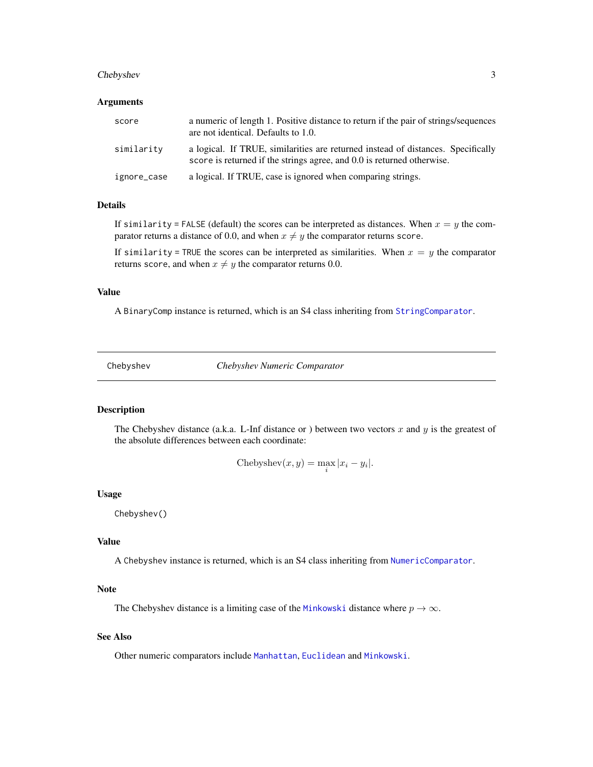### Arguments

| | |
|---|---|
| `score` | a numeric of length 1. Positive distance to return if the pair of strings/sequences are not identical. Defaults to 1.0. |
| `similarity` | a logical. If TRUE, similarities are returned instead of distances. Specifically `score` is returned if the strings agree, and 0.0 is returned otherwise. |
| `ignore_case` | a logical. If TRUE, case is ignored when comparing strings. |

### Details

If `similarity = FALSE` (default) the scores can be interpreted as distances. When $x = y$ the comparator returns a distance of 0.0, and when $x \neq y$ the comparator returns `score`.

If `similarity = TRUE` the scores can be interpreted as similarities. When $x = y$ the comparator returns `score`, and when $x \neq y$ the comparator returns 0.0.

### Value

A `BinaryComp` instance is returned, which is an S4 class inheriting from `StringComparator`.

---

## Chebyshev — *Chebyshev Numeric Comparator*

---

### Description

The Chebyshev distance (a.k.a. L-Inf distance or ) between two vectors $x$ and $y$ is the greatest of the absolute differences between each coordinate:

$$\mathrm{Chebyshev}(x, y) = \max_i |x_i - y_i|.$$

### Usage

```
Chebyshev()
```

### Value

A `Chebyshev` instance is returned, which is an S4 class inheriting from `NumericComparator`.

### Note

The Chebyshev distance is a limiting case of the `Minkowski` distance where $p \to \infty$.

### See Also

Other numeric comparators include `Manhattan`, `Euclidean` and `Minkowski`.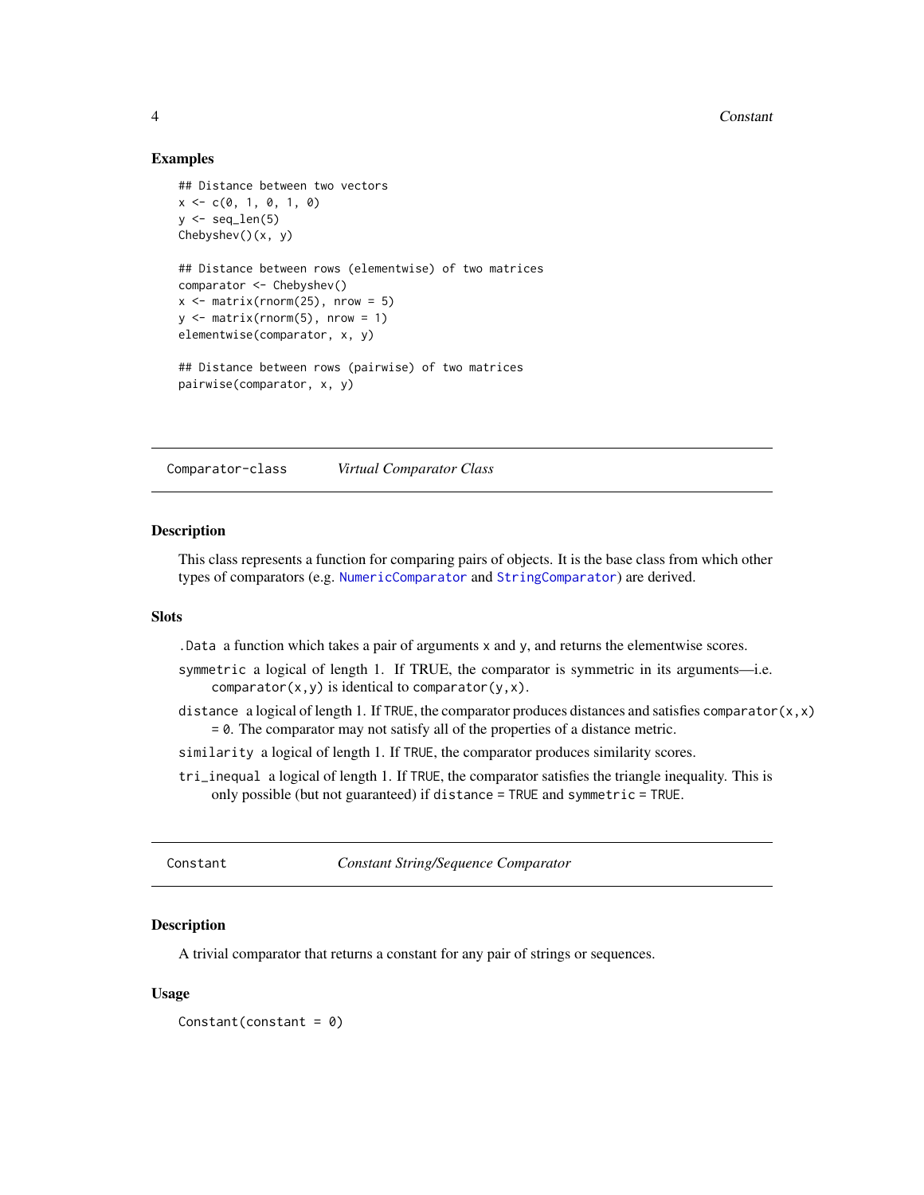### Examples

```
## Distance between two vectors
x <- c(0, 1, 0, 1, 0)
y <- seq_len(5)
Chebyshev()(x, y)

## Distance between rows (elementwise) of two matrices
comparator <- Chebyshev()
x <- matrix(rnorm(25), nrow = 5)
y <- matrix(rnorm(5), nrow = 1)
elementwise(comparator, x, y)

## Distance between rows (pairwise) of two matrices
pairwise(comparator, x, y)
```

---

## Comparator-class &nbsp;&nbsp;&nbsp; *Virtual Comparator Class*

---

### Description

This class represents a function for comparing pairs of objects. It is the base class from which other types of comparators (e.g. `NumericComparator` and `StringComparator`) are derived.

### Slots

`.Data` a function which takes a pair of arguments `x` and `y`, and returns the elementwise scores.

`symmetric` a logical of length 1. If TRUE, the comparator is symmetric in its arguments—i.e. `comparator(x,y)` is identical to `comparator(y,x)`.

`distance` a logical of length 1. If `TRUE`, the comparator produces distances and satisfies `comparator(x,x) = 0`. The comparator may not satisfy all of the properties of a distance metric.

`similarity` a logical of length 1. If `TRUE`, the comparator produces similarity scores.

`tri_inequal` a logical of length 1. If `TRUE`, the comparator satisfies the triangle inequality. This is only possible (but not guaranteed) if `distance = TRUE` and `symmetric = TRUE`.

---

## Constant &nbsp;&nbsp;&nbsp; *Constant String/Sequence Comparator*

---

### Description

A trivial comparator that returns a constant for any pair of strings or sequences.

### Usage

```
Constant(constant = 0)
```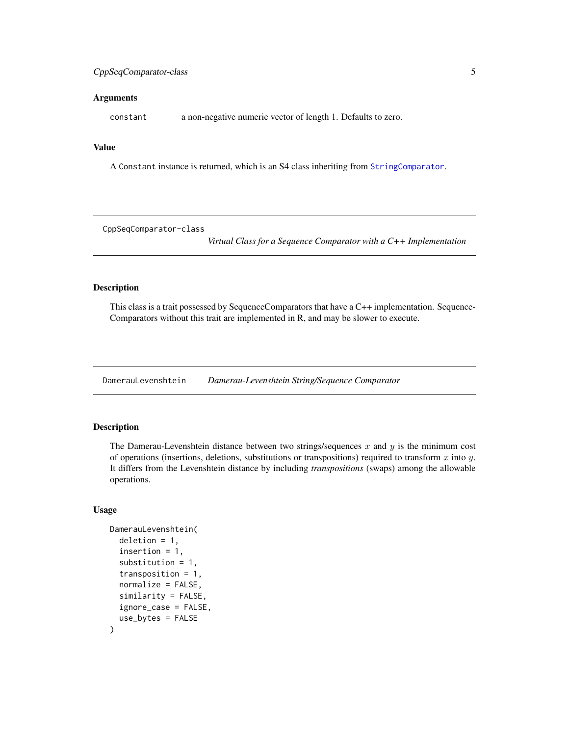### Arguments

constant    a non-negative numeric vector of length 1. Defaults to zero.

### Value

A Constant instance is returned, which is an S4 class inheriting from StringComparator.

## CppSeqComparator-class    *Virtual Class for a Sequence Comparator with a C++ Implementation*

### Description

This class is a trait possessed by SequenceComparators that have a C++ implementation. SequenceComparators without this trait are implemented in R, and may be slower to execute.

## DamerauLevenshtein    *Damerau-Levenshtein String/Sequence Comparator*

### Description

The Damerau-Levenshtein distance between two strings/sequences $x$ and $y$ is the minimum cost of operations (insertions, deletions, substitutions or transpositions) required to transform $x$ into $y$. It differs from the Levenshtein distance by including *transpositions* (swaps) among the allowable operations.

### Usage

```
DamerauLevenshtein(
  deletion = 1,
  insertion = 1,
  substitution = 1,
  transposition = 1,
  normalize = FALSE,
  similarity = FALSE,
  ignore_case = FALSE,
  use_bytes = FALSE
)
```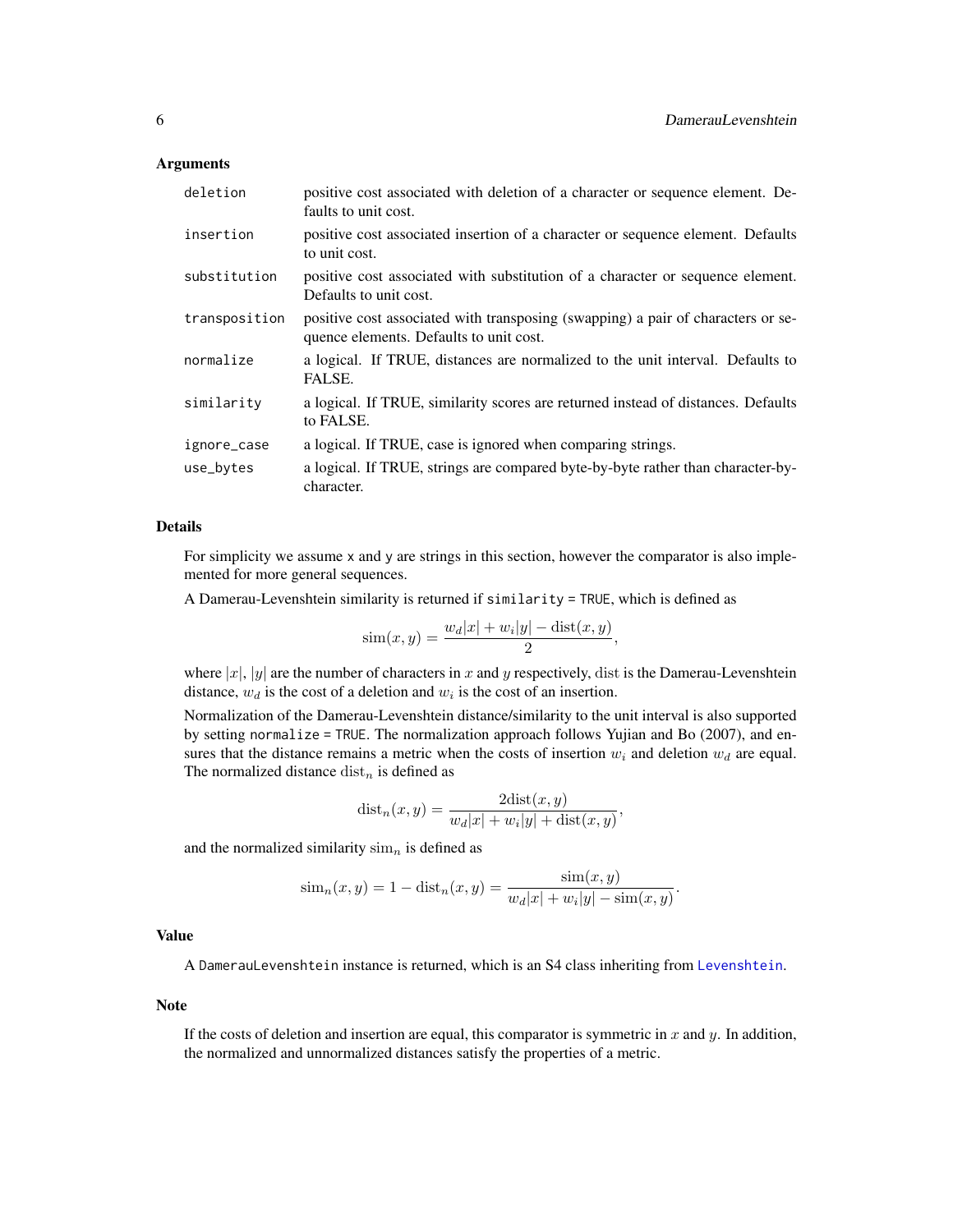## Arguments

| | |
|---|---|
| `deletion` | positive cost associated with deletion of a character or sequence element. Defaults to unit cost. |
| `insertion` | positive cost associated insertion of a character or sequence element. Defaults to unit cost. |
| `substitution` | positive cost associated with substitution of a character or sequence element. Defaults to unit cost. |
| `transposition` | positive cost associated with transposing (swapping) a pair of characters or sequence elements. Defaults to unit cost. |
| `normalize` | a logical. If TRUE, distances are normalized to the unit interval. Defaults to FALSE. |
| `similarity` | a logical. If TRUE, similarity scores are returned instead of distances. Defaults to FALSE. |
| `ignore_case` | a logical. If TRUE, case is ignored when comparing strings. |
| `use_bytes` | a logical. If TRUE, strings are compared byte-by-byte rather than character-by-character. |

## Details

For simplicity we assume `x` and `y` are strings in this section, however the comparator is also implemented for more general sequences.

A Damerau-Levenshtein similarity is returned if `similarity = TRUE`, which is defined as

$$\mathrm{sim}(x, y) = \frac{w_d|x| + w_i|y| - \mathrm{dist}(x, y)}{2},$$

where $|x|$, $|y|$ are the number of characters in $x$ and $y$ respectively, $\mathrm{dist}$ is the Damerau-Levenshtein distance, $w_d$ is the cost of a deletion and $w_i$ is the cost of an insertion.

Normalization of the Damerau-Levenshtein distance/similarity to the unit interval is also supported by setting `normalize = TRUE`. The normalization approach follows Yujian and Bo (2007), and ensures that the distance remains a metric when the costs of insertion $w_i$ and deletion $w_d$ are equal. The normalized distance $\mathrm{dist}_n$ is defined as

$$\mathrm{dist}_n(x, y) = \frac{2\mathrm{dist}(x, y)}{w_d|x| + w_i|y| + \mathrm{dist}(x, y)},$$

and the normalized similarity $\mathrm{sim}_n$ is defined as

$$\mathrm{sim}_n(x, y) = 1 - \mathrm{dist}_n(x, y) = \frac{\mathrm{sim}(x, y)}{w_d|x| + w_i|y| - \mathrm{sim}(x, y)}.$$

## Value

A `DamerauLevenshtein` instance is returned, which is an S4 class inheriting from `Levenshtein`.

## Note

If the costs of deletion and insertion are equal, this comparator is symmetric in $x$ and $y$. In addition, the normalized and unnormalized distances satisfy the properties of a metric.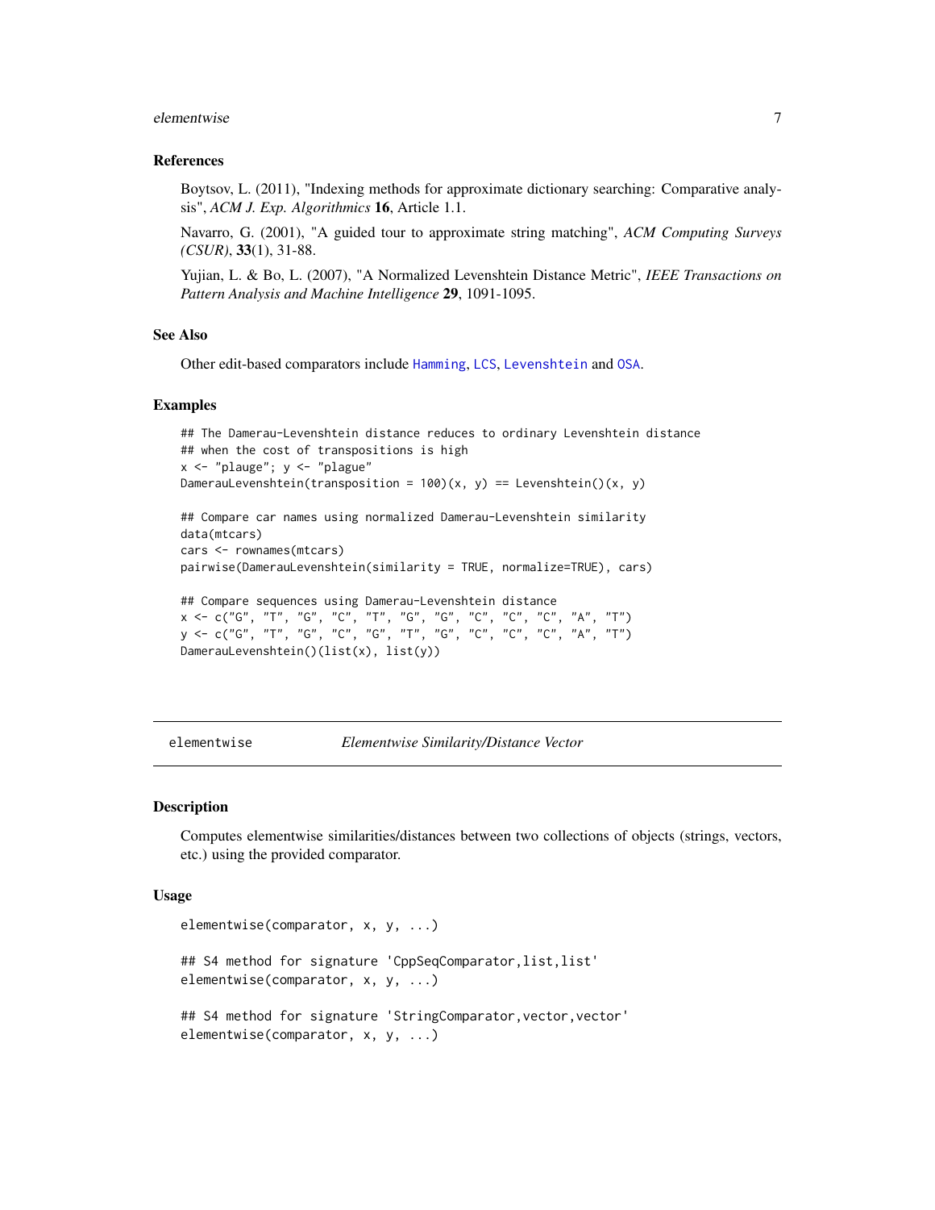### References

Boytsov, L. (2011), "Indexing methods for approximate dictionary searching: Comparative analysis", *ACM J. Exp. Algorithmics* **16**, Article 1.1.

Navarro, G. (2001), "A guided tour to approximate string matching", *ACM Computing Surveys (CSUR)*, **33**(1), 31-88.

Yujian, L. & Bo, L. (2007), "A Normalized Levenshtein Distance Metric", *IEEE Transactions on Pattern Analysis and Machine Intelligence* **29**, 1091-1095.

### See Also

Other edit-based comparators include `Hamming`, `LCS`, `Levenshtein` and `OSA`.

### Examples

```
## The Damerau-Levenshtein distance reduces to ordinary Levenshtein distance
## when the cost of transpositions is high
x <- "plauge"; y <- "plague"
DamerauLevenshtein(transposition = 100)(x, y) == Levenshtein()(x, y)

## Compare car names using normalized Damerau-Levenshtein similarity
data(mtcars)
cars <- rownames(mtcars)
pairwise(DamerauLevenshtein(similarity = TRUE, normalize=TRUE), cars)

## Compare sequences using Damerau-Levenshtein distance
x <- c("G", "T", "G", "C", "T", "G", "G", "C", "C", "C", "A", "T")
y <- c("G", "T", "G", "C", "G", "T", "G", "C", "C", "C", "A", "T")
DamerauLevenshtein()(list(x), list(y))
```

---

## elementwise — *Elementwise Similarity/Distance Vector*

### Description

Computes elementwise similarities/distances between two collections of objects (strings, vectors, etc.) using the provided comparator.

### Usage

```
elementwise(comparator, x, y, ...)

## S4 method for signature 'CppSeqComparator,list,list'
elementwise(comparator, x, y, ...)

## S4 method for signature 'StringComparator,vector,vector'
elementwise(comparator, x, y, ...)
```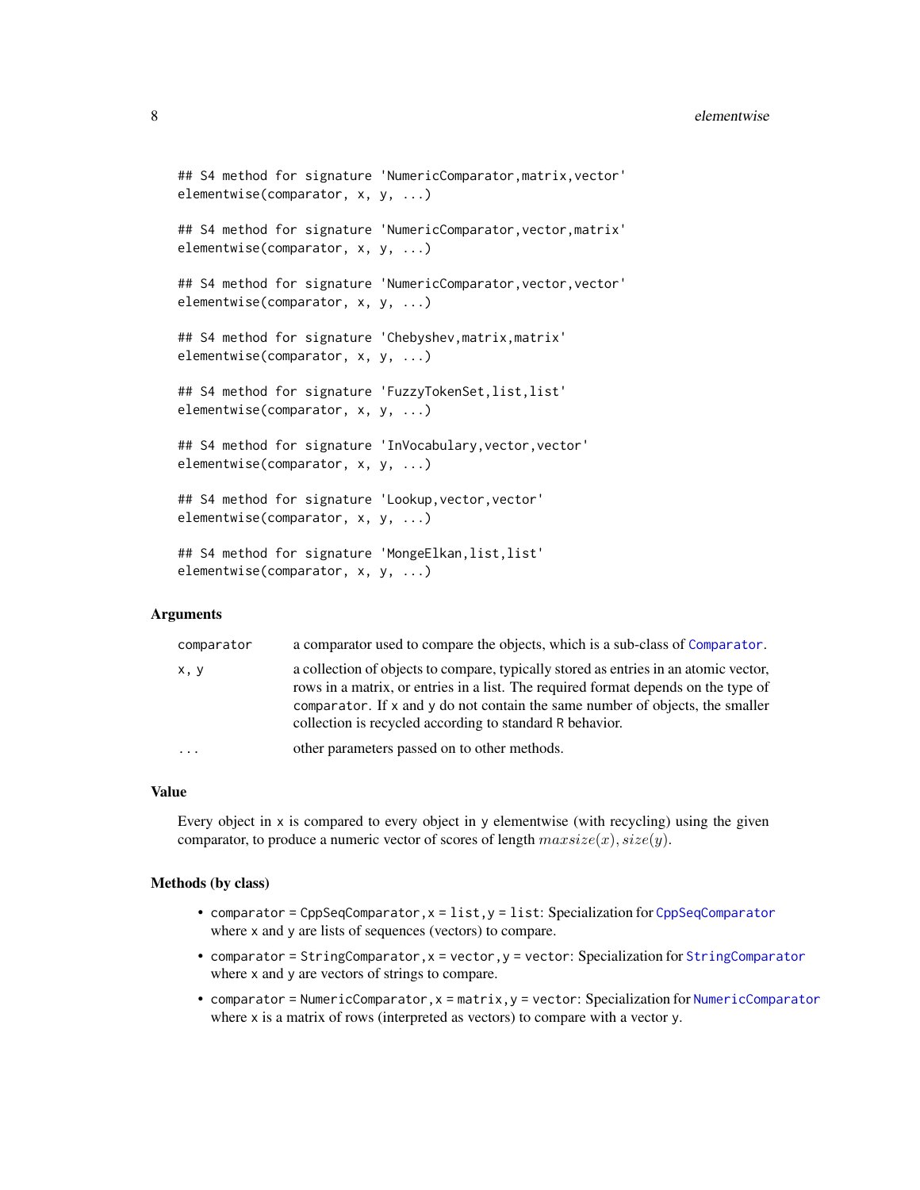```
## S4 method for signature 'NumericComparator,matrix,vector'
elementwise(comparator, x, y, ...)

## S4 method for signature 'NumericComparator,vector,matrix'
elementwise(comparator, x, y, ...)

## S4 method for signature 'NumericComparator,vector,vector'
elementwise(comparator, x, y, ...)

## S4 method for signature 'Chebyshev,matrix,matrix'
elementwise(comparator, x, y, ...)

## S4 method for signature 'FuzzyTokenSet,list,list'
elementwise(comparator, x, y, ...)

## S4 method for signature 'InVocabulary,vector,vector'
elementwise(comparator, x, y, ...)

## S4 method for signature 'Lookup,vector,vector'
elementwise(comparator, x, y, ...)

## S4 method for signature 'MongeElkan,list,list'
elementwise(comparator, x, y, ...)
```

### Arguments

| | |
|---|---|
| `comparator` | a comparator used to compare the objects, which is a sub-class of `Comparator`. |
| `x, y` | a collection of objects to compare, typically stored as entries in an atomic vector, rows in a matrix, or entries in a list. The required format depends on the type of `comparator`. If `x` and `y` do not contain the same number of objects, the smaller collection is recycled according to standard R behavior. |
| `...` | other parameters passed on to other methods. |

### Value

Every object in `x` is compared to every object in `y` elementwise (with recycling) using the given comparator, to produce a numeric vector of scores of length $maxsize(x), size(y)$.

### Methods (by class)

- `comparator = CppSeqComparator,x = list,y = list`: Specialization for `CppSeqComparator` where `x` and `y` are lists of sequences (vectors) to compare.
- `comparator = StringComparator,x = vector,y = vector`: Specialization for `StringComparator` where `x` and `y` are vectors of strings to compare.
- `comparator = NumericComparator,x = matrix,y = vector`: Specialization for `NumericComparator` where `x` is a matrix of rows (interpreted as vectors) to compare with a vector `y`.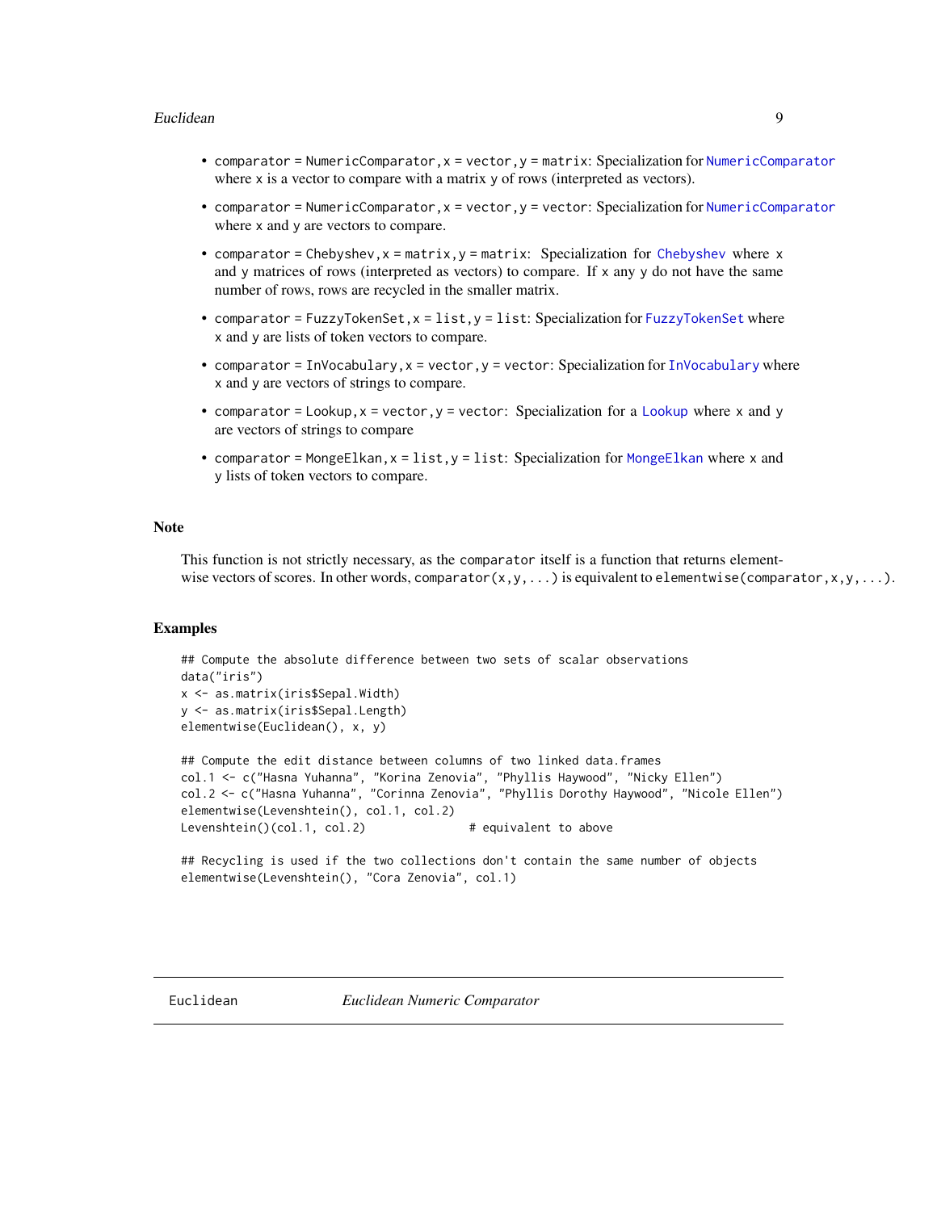- comparator = NumericComparator, x = vector, y = matrix: Specialization for NumericComparator where x is a vector to compare with a matrix y of rows (interpreted as vectors).
- comparator = NumericComparator, x = vector, y = vector: Specialization for NumericComparator where x and y are vectors to compare.
- comparator = Chebyshev, x = matrix, y = matrix: Specialization for Chebyshev where x and y matrices of rows (interpreted as vectors) to compare. If x any y do not have the same number of rows, rows are recycled in the smaller matrix.
- comparator = FuzzyTokenSet, x = list, y = list: Specialization for FuzzyTokenSet where x and y are lists of token vectors to compare.
- comparator = InVocabulary, x = vector, y = vector: Specialization for InVocabulary where x and y are vectors of strings to compare.
- comparator = Lookup, x = vector, y = vector: Specialization for a Lookup where x and y are vectors of strings to compare
- comparator = MongeElkan, x = list, y = list: Specialization for MongeElkan where x and y lists of token vectors to compare.

## Note

This function is not strictly necessary, as the comparator itself is a function that returns elementwise vectors of scores. In other words, comparator(x, y, ...) is equivalent to elementwise(comparator, x, y, ...).

## Examples

```
## Compute the absolute difference between two sets of scalar observations
data("iris")
x <- as.matrix(iris$Sepal.Width)
y <- as.matrix(iris$Sepal.Length)
elementwise(Euclidean(), x, y)

## Compute the edit distance between columns of two linked data.frames
col.1 <- c("Hasna Yuhanna", "Korina Zenovia", "Phyllis Haywood", "Nicky Ellen")
col.2 <- c("Hasna Yuhanna", "Corinna Zenovia", "Phyllis Dorothy Haywood", "Nicole Ellen")
elementwise(Levenshtein(), col.1, col.2)
Levenshtein()(col.1, col.2)              # equivalent to above

## Recycling is used if the two collections don't contain the same number of objects
elementwise(Levenshtein(), "Cora Zenovia", col.1)
```

---

# Euclidean *Euclidean Numeric Comparator*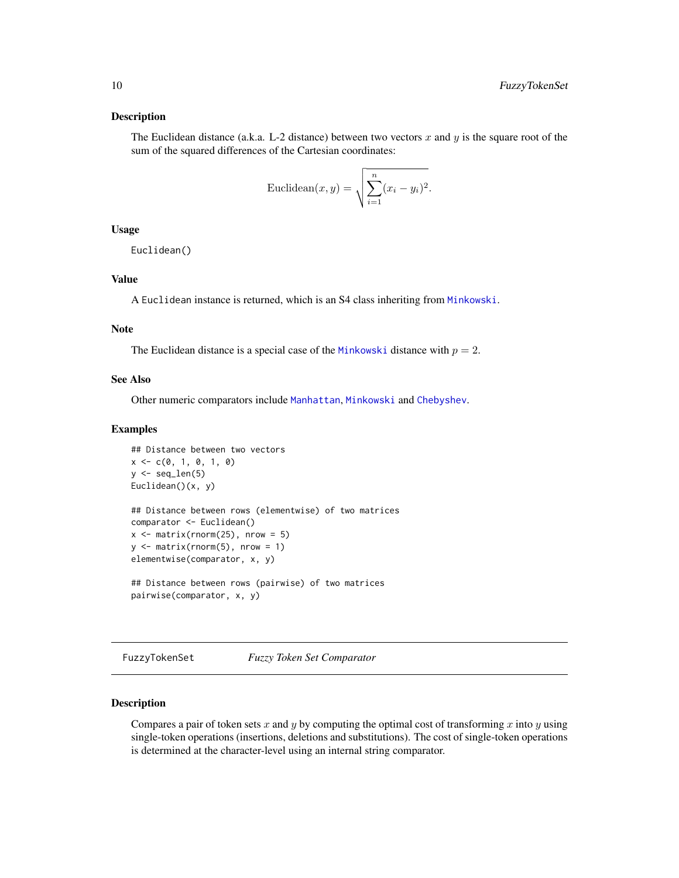## Description

The Euclidean distance (a.k.a. L-2 distance) between two vectors $x$ and $y$ is the square root of the sum of the squared differences of the Cartesian coordinates:

$$\mathrm{Euclidean}(x, y) = \sqrt{\sum_{i=1}^{n} (x_i - y_i)^2}.$$

## Usage

```
Euclidean()
```

## Value

A `Euclidean` instance is returned, which is an S4 class inheriting from `Minkowski`.

## Note

The Euclidean distance is a special case of the `Minkowski` distance with $p = 2$.

## See Also

Other numeric comparators include `Manhattan`, `Minkowski` and `Chebyshev`.

## Examples

```
## Distance between two vectors
x <- c(0, 1, 0, 1, 0)
y <- seq_len(5)
Euclidean()(x, y)

## Distance between rows (elementwise) of two matrices
comparator <- Euclidean()
x <- matrix(rnorm(25), nrow = 5)
y <- matrix(rnorm(5), nrow = 1)
elementwise(comparator, x, y)

## Distance between rows (pairwise) of two matrices
pairwise(comparator, x, y)
```

---

# FuzzyTokenSet — *Fuzzy Token Set Comparator*

---

## Description

Compares a pair of token sets $x$ and $y$ by computing the optimal cost of transforming $x$ into $y$ using single-token operations (insertions, deletions and substitutions). The cost of single-token operations is determined at the character-level using an internal string comparator.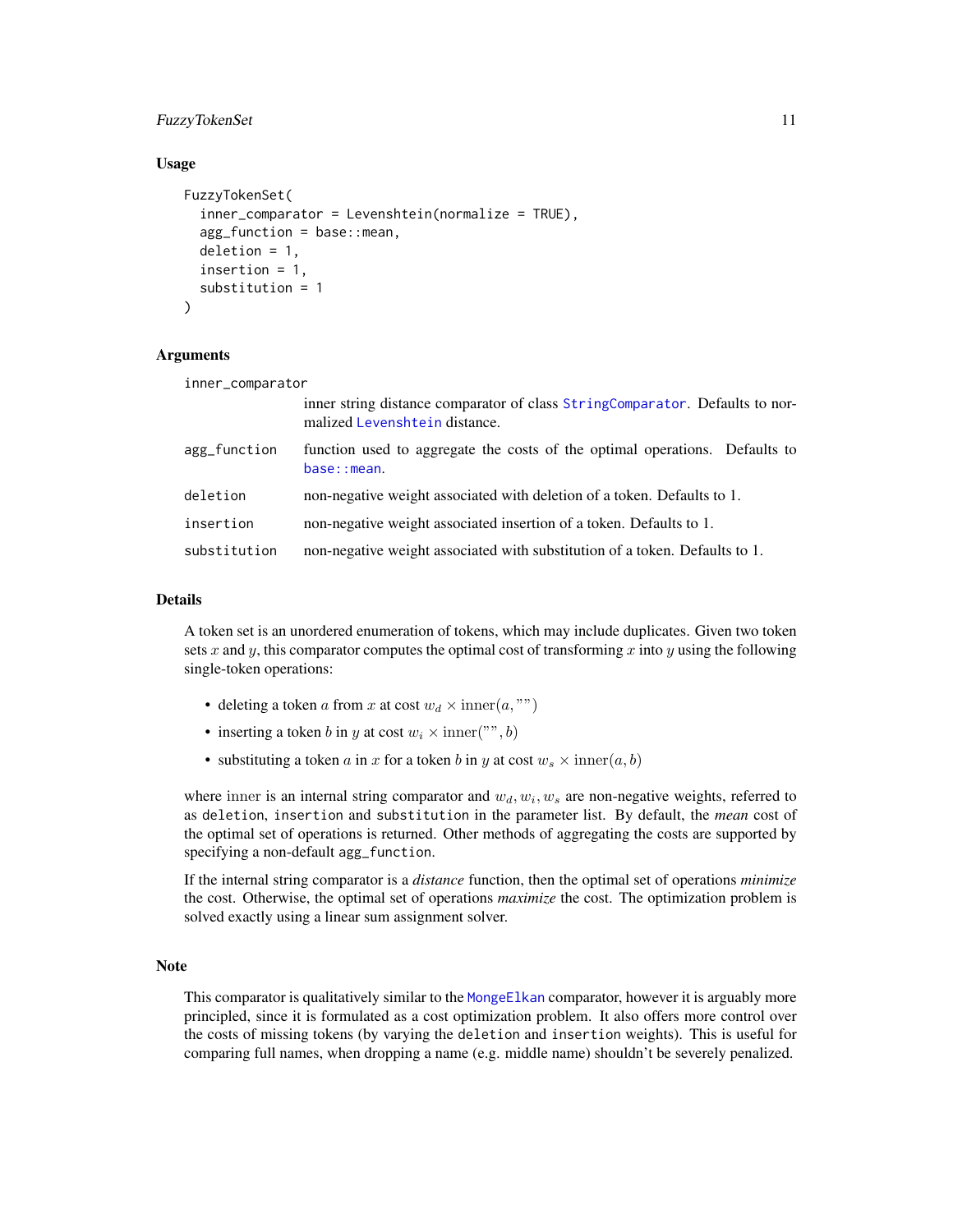### Usage

```
FuzzyTokenSet(
  inner_comparator = Levenshtein(normalize = TRUE),
  agg_function = base::mean,
  deletion = 1,
  insertion = 1,
  substitution = 1
)
```

### Arguments

| | |
|---|---|
| `inner_comparator` | inner string distance comparator of class `StringComparator`. Defaults to normalized `Levenshtein` distance. |
| `agg_function` | function used to aggregate the costs of the optimal operations. Defaults to `base::mean`. |
| `deletion` | non-negative weight associated with deletion of a token. Defaults to 1. |
| `insertion` | non-negative weight associated insertion of a token. Defaults to 1. |
| `substitution` | non-negative weight associated with substitution of a token. Defaults to 1. |

### Details

A token set is an unordered enumeration of tokens, which may include duplicates. Given two token sets $x$ and $y$, this comparator computes the optimal cost of transforming $x$ into $y$ using the following single-token operations:

- deleting a token $a$ from $x$ at cost $w_d \times \mathrm{inner}(a, "")$
- inserting a token $b$ in $y$ at cost $w_i \times \mathrm{inner}("", b)$
- substituting a token $a$ in $x$ for a token $b$ in $y$ at cost $w_s \times \mathrm{inner}(a, b)$

where $\mathrm{inner}$ is an internal string comparator and $w_d, w_i, w_s$ are non-negative weights, referred to as `deletion`, `insertion` and `substitution` in the parameter list. By default, the *mean* cost of the optimal set of operations is returned. Other methods of aggregating the costs are supported by specifying a non-default `agg_function`.

If the internal string comparator is a *distance* function, then the optimal set of operations *minimize* the cost. Otherwise, the optimal set of operations *maximize* the cost. The optimization problem is solved exactly using a linear sum assignment solver.

### Note

This comparator is qualitatively similar to the `MongeElkan` comparator, however it is arguably more principled, since it is formulated as a cost optimization problem. It also offers more control over the costs of missing tokens (by varying the `deletion` and `insertion` weights). This is useful for comparing full names, when dropping a name (e.g. middle name) shouldn't be severely penalized.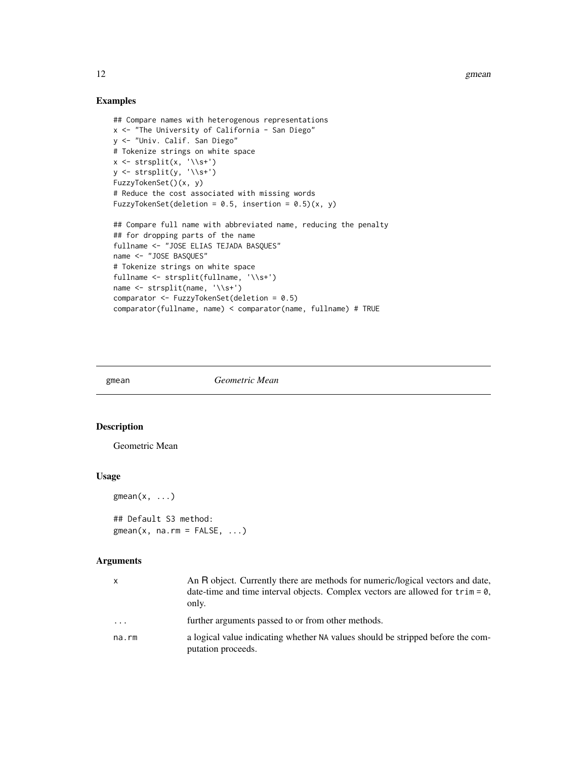## Examples

```
## Compare names with heterogenous representations
x <- "The University of California - San Diego"
y <- "Univ. Calif. San Diego"
# Tokenize strings on white space
x <- strsplit(x, '\\s+')
y <- strsplit(y, '\\s+')
FuzzyTokenSet()(x, y)
# Reduce the cost associated with missing words
FuzzyTokenSet(deletion = 0.5, insertion = 0.5)(x, y)

## Compare full name with abbreviated name, reducing the penalty
## for dropping parts of the name
fullname <- "JOSE ELIAS TEJADA BASQUES"
name <- "JOSE BASQUES"
# Tokenize strings on white space
fullname <- strsplit(fullname, '\\s+')
name <- strsplit(name, '\\s+')
comparator <- FuzzyTokenSet(deletion = 0.5)
comparator(fullname, name) < comparator(name, fullname) # TRUE
```

---

# gmean *Geometric Mean*

## Description

Geometric Mean

## Usage

```
gmean(x, ...)

## Default S3 method:
gmean(x, na.rm = FALSE, ...)
```

## Arguments

| | |
|---|---|
| `x` | An R object. Currently there are methods for numeric/logical vectors and date, date-time and time interval objects. Complex vectors are allowed for `trim = 0`, only. |
| `...` | further arguments passed to or from other methods. |
| `na.rm` | a logical value indicating whether `NA` values should be stripped before the computation proceeds. |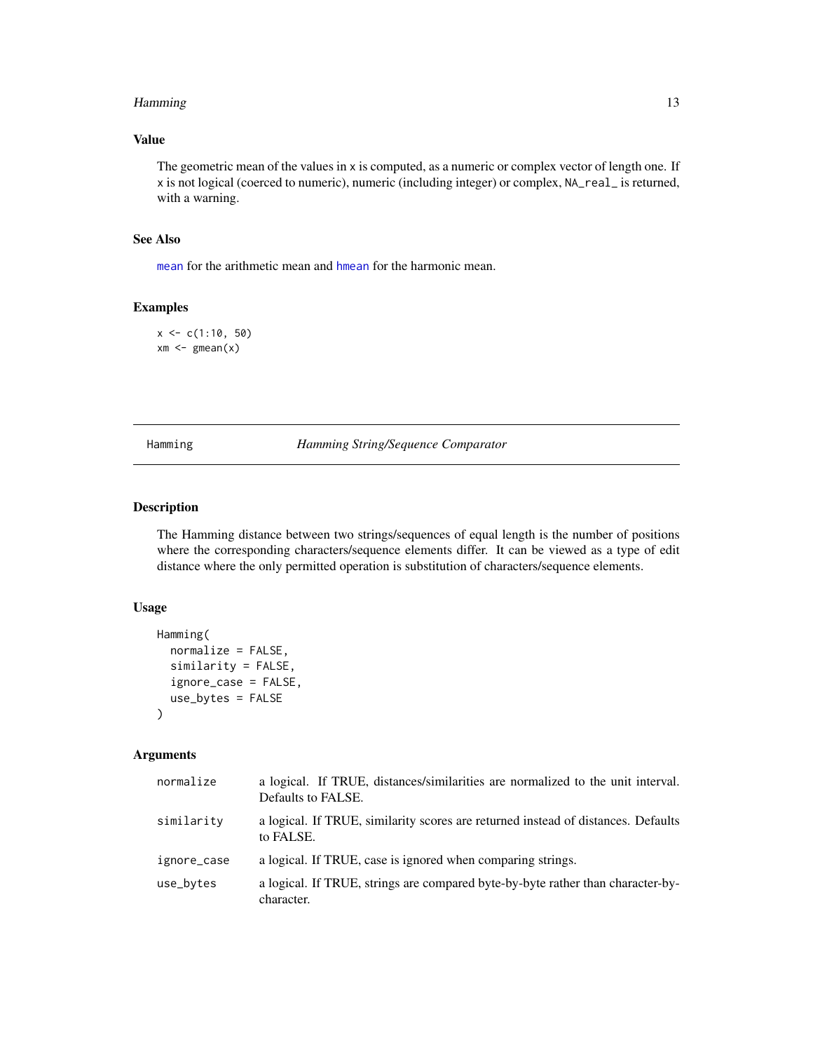## Value

The geometric mean of the values in x is computed, as a numeric or complex vector of length one. If x is not logical (coerced to numeric), numeric (including integer) or complex, NA_real_ is returned, with a warning.

## See Also

mean for the arithmetic mean and hmean for the harmonic mean.

## Examples

```
x <- c(1:10, 50)
xm <- gmean(x)
```

---

# Hamming — *Hamming String/Sequence Comparator*

## Description

The Hamming distance between two strings/sequences of equal length is the number of positions where the corresponding characters/sequence elements differ. It can be viewed as a type of edit distance where the only permitted operation is substitution of characters/sequence elements.

## Usage

```
Hamming(
  normalize = FALSE,
  similarity = FALSE,
  ignore_case = FALSE,
  use_bytes = FALSE
)
```

## Arguments

| | |
|---|---|
| normalize | a logical. If TRUE, distances/similarities are normalized to the unit interval. Defaults to FALSE. |
| similarity | a logical. If TRUE, similarity scores are returned instead of distances. Defaults to FALSE. |
| ignore_case | a logical. If TRUE, case is ignored when comparing strings. |
| use_bytes | a logical. If TRUE, strings are compared byte-by-byte rather than character-by-character. |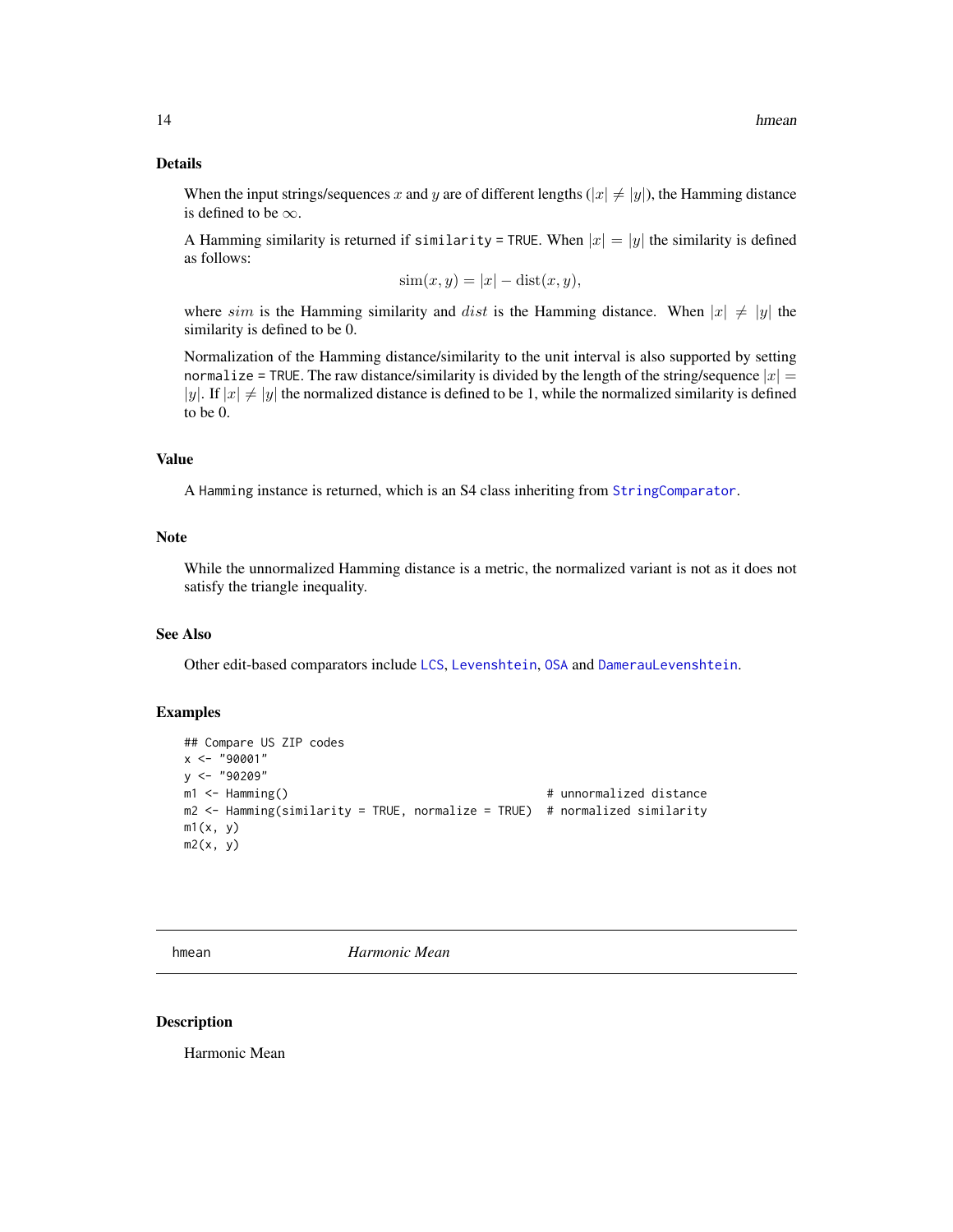### Details

When the input strings/sequences $x$ and $y$ are of different lengths ($|x| \neq |y|$), the Hamming distance is defined to be $\infty$.

A Hamming similarity is returned if `similarity = TRUE`. When $|x| = |y|$ the similarity is defined as follows:

$$\mathrm{sim}(x, y) = |x| - \mathrm{dist}(x, y),$$

where $sim$ is the Hamming similarity and $dist$ is the Hamming distance. When $|x| \neq |y|$ the similarity is defined to be 0.

Normalization of the Hamming distance/similarity to the unit interval is also supported by setting `normalize = TRUE`. The raw distance/similarity is divided by the length of the string/sequence $|x| = |y|$. If $|x| \neq |y|$ the normalized distance is defined to be 1, while the normalized similarity is defined to be 0.

### Value

A `Hamming` instance is returned, which is an S4 class inheriting from `StringComparator`.

### Note

While the unnormalized Hamming distance is a metric, the normalized variant is not as it does not satisfy the triangle inequality.

### See Also

Other edit-based comparators include `LCS`, `Levenshtein`, `OSA` and `DamerauLevenshtein`.

### Examples

```
## Compare US ZIP codes
x <- "90001"
y <- "90209"
m1 <- Hamming()                                     # unnormalized distance
m2 <- Hamming(similarity = TRUE, normalize = TRUE)  # normalized similarity
m1(x, y)
m2(x, y)
```

---

## hmean — *Harmonic Mean*

### Description

Harmonic Mean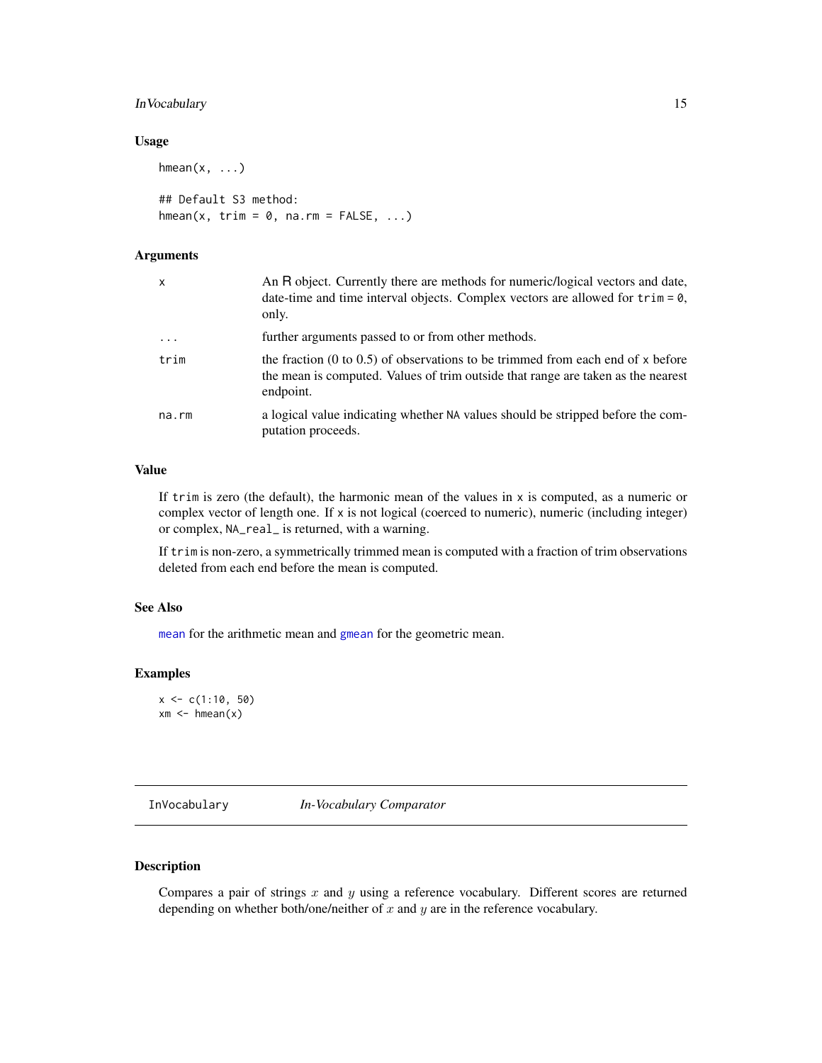### Usage

```
hmean(x, ...)

## Default S3 method:
hmean(x, trim = 0, na.rm = FALSE, ...)
```

### Arguments

| | |
|---|---|
| `x` | An R object. Currently there are methods for numeric/logical vectors and date, date-time and time interval objects. Complex vectors are allowed for `trim = 0`, only. |
| `...` | further arguments passed to or from other methods. |
| `trim` | the fraction (0 to 0.5) of observations to be trimmed from each end of `x` before the mean is computed. Values of trim outside that range are taken as the nearest endpoint. |
| `na.rm` | a logical value indicating whether `NA` values should be stripped before the computation proceeds. |

### Value

If `trim` is zero (the default), the harmonic mean of the values in `x` is computed, as a numeric or complex vector of length one. If `x` is not logical (coerced to numeric), numeric (including integer) or complex, `NA_real_` is returned, with a warning.

If `trim` is non-zero, a symmetrically trimmed mean is computed with a fraction of trim observations deleted from each end before the mean is computed.

### See Also

`mean` for the arithmetic mean and `gmean` for the geometric mean.

### Examples

```
x <- c(1:10, 50)
xm <- hmean(x)
```

---

## `InVocabulary` *In-Vocabulary Comparator*

---

### Description

Compares a pair of strings $x$ and $y$ using a reference vocabulary. Different scores are returned depending on whether both/one/neither of $x$ and $y$ are in the reference vocabulary.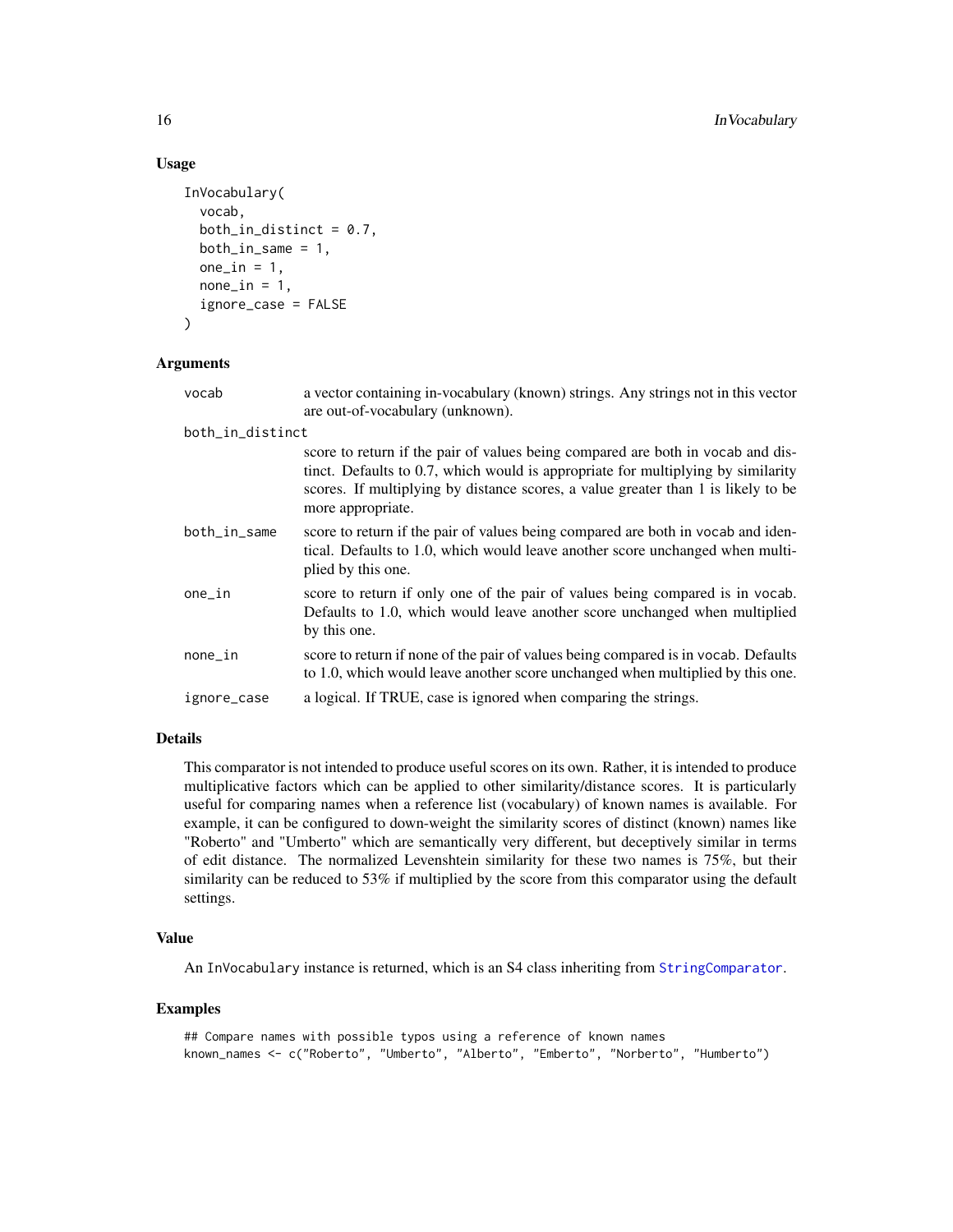## Usage

```
InVocabulary(
  vocab,
  both_in_distinct = 0.7,
  both_in_same = 1,
  one_in = 1,
  none_in = 1,
  ignore_case = FALSE
)
```

## Arguments

| | |
|---|---|
| vocab | a vector containing in-vocabulary (known) strings. Any strings not in this vector are out-of-vocabulary (unknown). |
| both_in_distinct | score to return if the pair of values being compared are both in vocab and distinct. Defaults to 0.7, which would is appropriate for multiplying by similarity scores. If multiplying by distance scores, a value greater than 1 is likely to be more appropriate. |
| both_in_same | score to return if the pair of values being compared are both in vocab and identical. Defaults to 1.0, which would leave another score unchanged when multiplied by this one. |
| one_in | score to return if only one of the pair of values being compared is in vocab. Defaults to 1.0, which would leave another score unchanged when multiplied by this one. |
| none_in | score to return if none of the pair of values being compared is in vocab. Defaults to 1.0, which would leave another score unchanged when multiplied by this one. |
| ignore_case | a logical. If TRUE, case is ignored when comparing the strings. |

## Details

This comparator is not intended to produce useful scores on its own. Rather, it is intended to produce multiplicative factors which can be applied to other similarity/distance scores. It is particularly useful for comparing names when a reference list (vocabulary) of known names is available. For example, it can be configured to down-weight the similarity scores of distinct (known) names like "Roberto" and "Umberto" which are semantically very different, but deceptively similar in terms of edit distance. The normalized Levenshtein similarity for these two names is 75%, but their similarity can be reduced to 53% if multiplied by the score from this comparator using the default settings.

## Value

An InVocabulary instance is returned, which is an S4 class inheriting from StringComparator.

## Examples

```
## Compare names with possible typos using a reference of known names
known_names <- c("Roberto", "Umberto", "Alberto", "Emberto", "Norberto", "Humberto")
```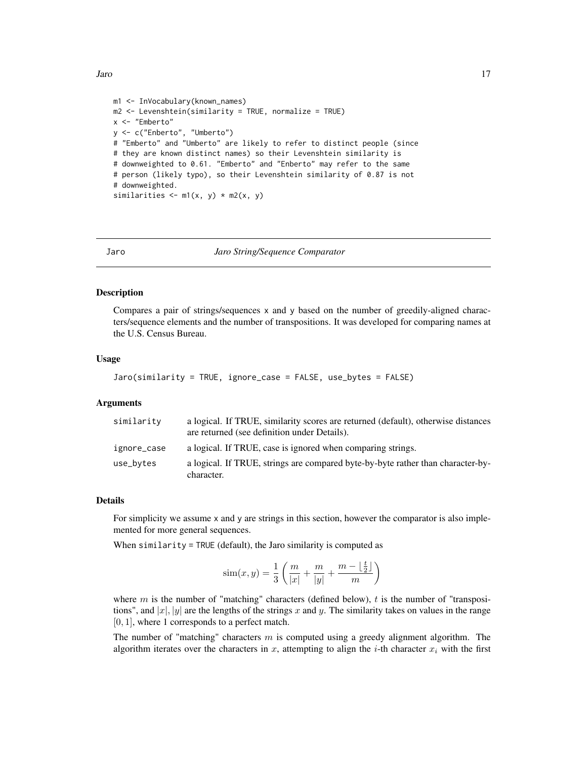```
m1 <- InVocabulary(known_names)
m2 <- Levenshtein(similarity = TRUE, normalize = TRUE)
x <- "Emberto"
y <- c("Enberto", "Umberto")
# "Emberto" and "Umberto" are likely to refer to distinct people (since
# they are known distinct names) so their Levenshtein similarity is
# downweighted to 0.61. "Emberto" and "Enberto" may refer to the same
# person (likely typo), so their Levenshtein similarity of 0.87 is not
# downweighted.
similarities <- m1(x, y) * m2(x, y)
```

---

## Jaro — *Jaro String/Sequence Comparator*

### Description

Compares a pair of strings/sequences `x` and `y` based on the number of greedily-aligned characters/sequence elements and the number of transpositions. It was developed for comparing names at the U.S. Census Bureau.

### Usage

```
Jaro(similarity = TRUE, ignore_case = FALSE, use_bytes = FALSE)
```

### Arguments

| | |
|---|---|
| `similarity` | a logical. If TRUE, similarity scores are returned (default), otherwise distances are returned (see definition under Details). |
| `ignore_case` | a logical. If TRUE, case is ignored when comparing strings. |
| `use_bytes` | a logical. If TRUE, strings are compared byte-by-byte rather than character-by-character. |

### Details

For simplicity we assume `x` and `y` are strings in this section, however the comparator is also implemented for more general sequences.

When `similarity = TRUE` (default), the Jaro similarity is computed as

$$\mathrm{sim}(x, y) = \frac{1}{3}\left(\frac{m}{|x|} + \frac{m}{|y|} + \frac{m - \lfloor \frac{t}{2} \rfloor}{m}\right)$$

where $m$ is the number of "matching" characters (defined below), $t$ is the number of "transpositions", and $|x|, |y|$ are the lengths of the strings $x$ and $y$. The similarity takes on values in the range $[0, 1]$, where 1 corresponds to a perfect match.

The number of "matching" characters $m$ is computed using a greedy alignment algorithm. The algorithm iterates over the characters in $x$, attempting to align the $i$-th character $x_i$ with the first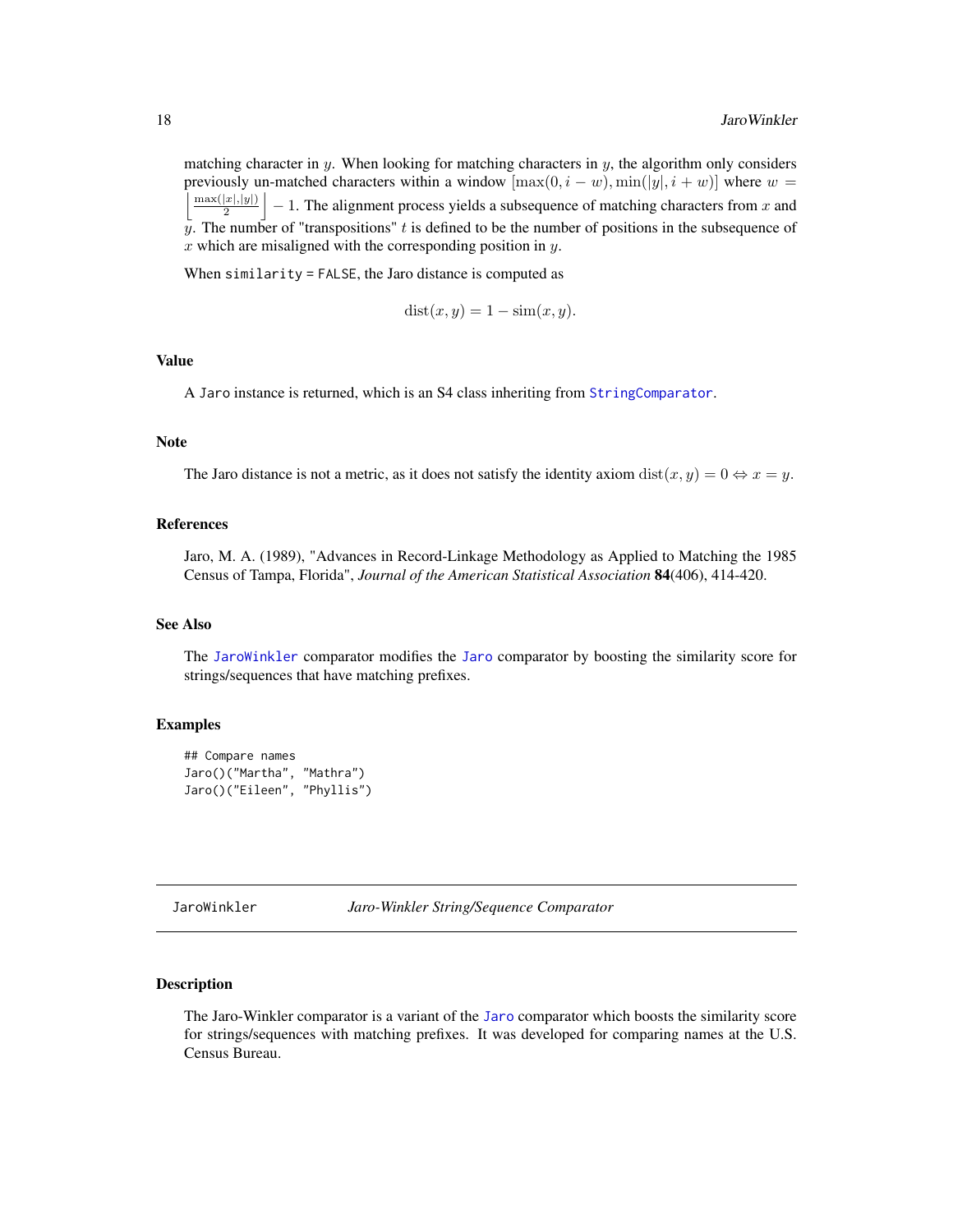matching character in $y$. When looking for matching characters in $y$, the algorithm only considers previously un-matched characters within a window $[\max(0, i - w), \min(|y|, i + w)]$ where $w = \left\lfloor \frac{\max(|x|,|y|)}{2} \right\rfloor - 1$. The alignment process yields a subsequence of matching characters from $x$ and $y$. The number of "transpositions" $t$ is defined to be the number of positions in the subsequence of $x$ which are misaligned with the corresponding position in $y$.

When `similarity = FALSE`, the Jaro distance is computed as

$$\mathrm{dist}(x, y) = 1 - \mathrm{sim}(x, y).$$

### Value

A `Jaro` instance is returned, which is an S4 class inheriting from `StringComparator`.

### Note

The Jaro distance is not a metric, as it does not satisfy the identity axiom $\mathrm{dist}(x, y) = 0 \Leftrightarrow x = y$.

### References

Jaro, M. A. (1989), "Advances in Record-Linkage Methodology as Applied to Matching the 1985 Census of Tampa, Florida", *Journal of the American Statistical Association* **84**(406), 414-420.

### See Also

The `JaroWinkler` comparator modifies the `Jaro` comparator by boosting the similarity score for strings/sequences that have matching prefixes.

### Examples

```
## Compare names
Jaro()("Martha", "Mathra")
Jaro()("Eileen", "Phyllis")
```

---

## JaroWinkler &nbsp;&nbsp;&nbsp; *Jaro-Winkler String/Sequence Comparator*

### Description

The Jaro-Winkler comparator is a variant of the `Jaro` comparator which boosts the similarity score for strings/sequences with matching prefixes. It was developed for comparing names at the U.S. Census Bureau.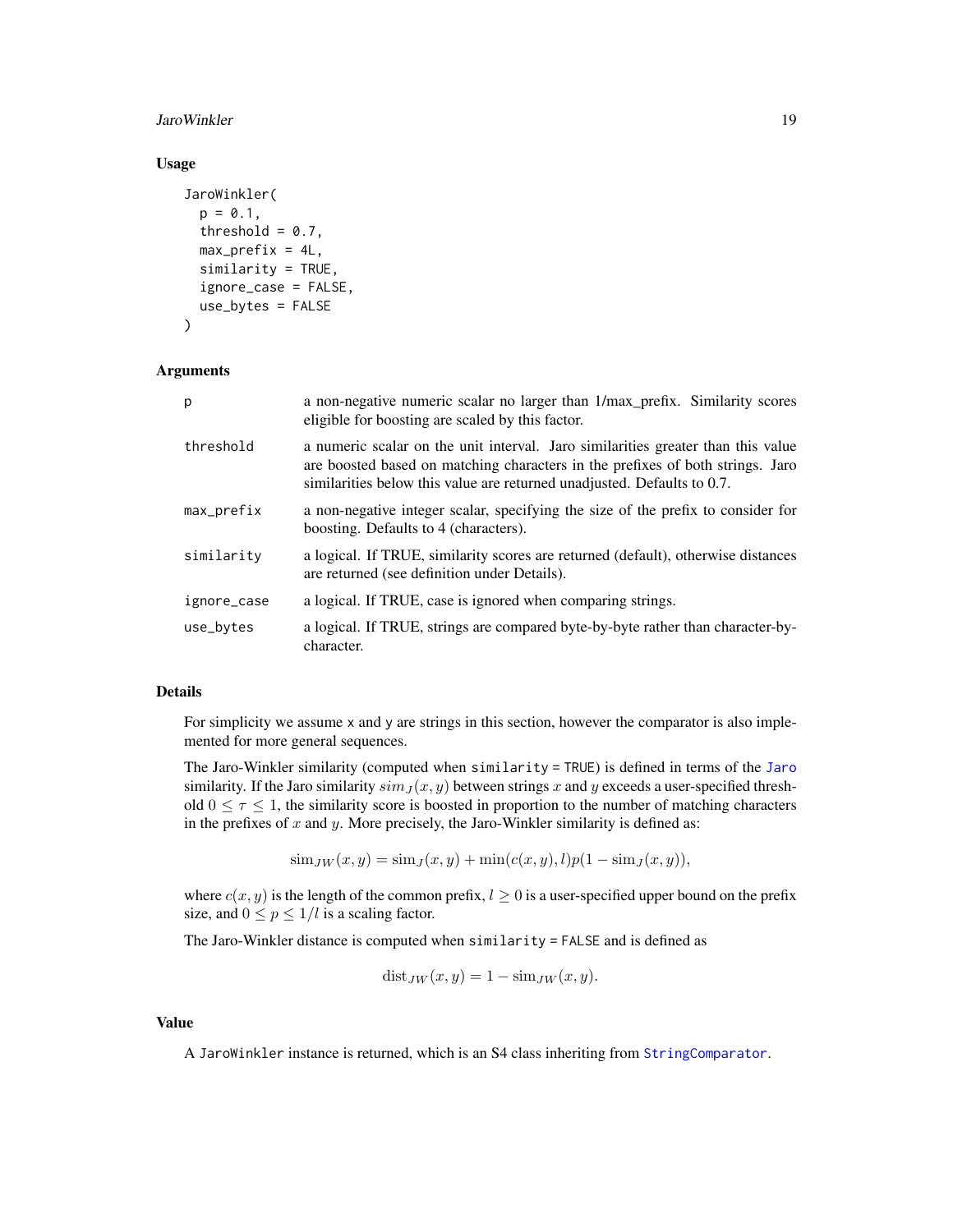## Usage

```
JaroWinkler(
  p = 0.1,
  threshold = 0.7,
  max_prefix = 4L,
  similarity = TRUE,
  ignore_case = FALSE,
  use_bytes = FALSE
)
```

## Arguments

| | |
|---|---|
| p | a non-negative numeric scalar no larger than 1/max_prefix. Similarity scores eligible for boosting are scaled by this factor. |
| threshold | a numeric scalar on the unit interval. Jaro similarities greater than this value are boosted based on matching characters in the prefixes of both strings. Jaro similarities below this value are returned unadjusted. Defaults to 0.7. |
| max_prefix | a non-negative integer scalar, specifying the size of the prefix to consider for boosting. Defaults to 4 (characters). |
| similarity | a logical. If TRUE, similarity scores are returned (default), otherwise distances are returned (see definition under Details). |
| ignore_case | a logical. If TRUE, case is ignored when comparing strings. |
| use_bytes | a logical. If TRUE, strings are compared byte-by-byte rather than character-by-character. |

## Details

For simplicity we assume `x` and `y` are strings in this section, however the comparator is also implemented for more general sequences.

The Jaro-Winkler similarity (computed when `similarity = TRUE`) is defined in terms of the `Jaro` similarity. If the Jaro similarity $sim_J(x, y)$ between strings $x$ and $y$ exceeds a user-specified threshold $0 \leq \tau \leq 1$, the similarity score is boosted in proportion to the number of matching characters in the prefixes of $x$ and $y$. More precisely, the Jaro-Winkler similarity is defined as:

$$\mathrm{sim}_{JW}(x, y) = \mathrm{sim}_J(x, y) + \min(c(x, y), l)p(1 - \mathrm{sim}_J(x, y)),$$

where $c(x, y)$ is the length of the common prefix, $l \geq 0$ is a user-specified upper bound on the prefix size, and $0 \leq p \leq 1/l$ is a scaling factor.

The Jaro-Winkler distance is computed when `similarity = FALSE` and is defined as

$$\mathrm{dist}_{JW}(x, y) = 1 - \mathrm{sim}_{JW}(x, y).$$

## Value

A `JaroWinkler` instance is returned, which is an S4 class inheriting from `StringComparator`.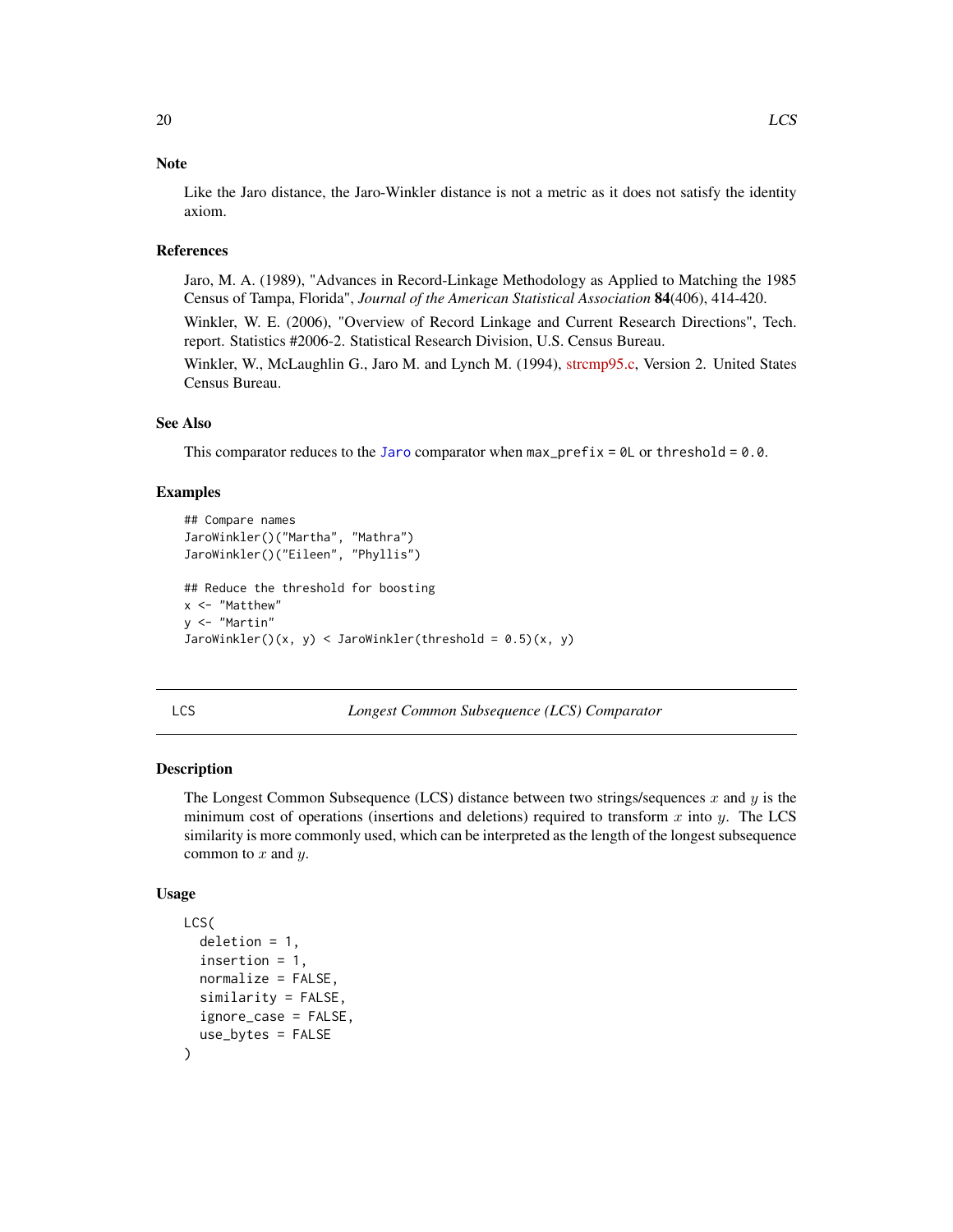### Note

Like the Jaro distance, the Jaro-Winkler distance is not a metric as it does not satisfy the identity axiom.

### References

Jaro, M. A. (1989), "Advances in Record-Linkage Methodology as Applied to Matching the 1985 Census of Tampa, Florida", *Journal of the American Statistical Association* **84**(406), 414-420.

Winkler, W. E. (2006), "Overview of Record Linkage and Current Research Directions", Tech. report. Statistics #2006-2. Statistical Research Division, U.S. Census Bureau.

Winkler, W., McLaughlin G., Jaro M. and Lynch M. (1994), strcmp95.c, Version 2. United States Census Bureau.

### See Also

This comparator reduces to the `Jaro` comparator when `max_prefix = 0L` or `threshold = 0.0`.

### Examples

```
## Compare names
JaroWinkler()("Martha", "Mathra")
JaroWinkler()("Eileen", "Phyllis")

## Reduce the threshold for boosting
x <- "Matthew"
y <- "Martin"
JaroWinkler()(x, y) < JaroWinkler(threshold = 0.5)(x, y)
```

---

## LCS — *Longest Common Subsequence (LCS) Comparator*

### Description

The Longest Common Subsequence (LCS) distance between two strings/sequences $x$ and $y$ is the minimum cost of operations (insertions and deletions) required to transform $x$ into $y$. The LCS similarity is more commonly used, which can be interpreted as the length of the longest subsequence common to $x$ and $y$.

### Usage

```
LCS(
  deletion = 1,
  insertion = 1,
  normalize = FALSE,
  similarity = FALSE,
  ignore_case = FALSE,
  use_bytes = FALSE
)
```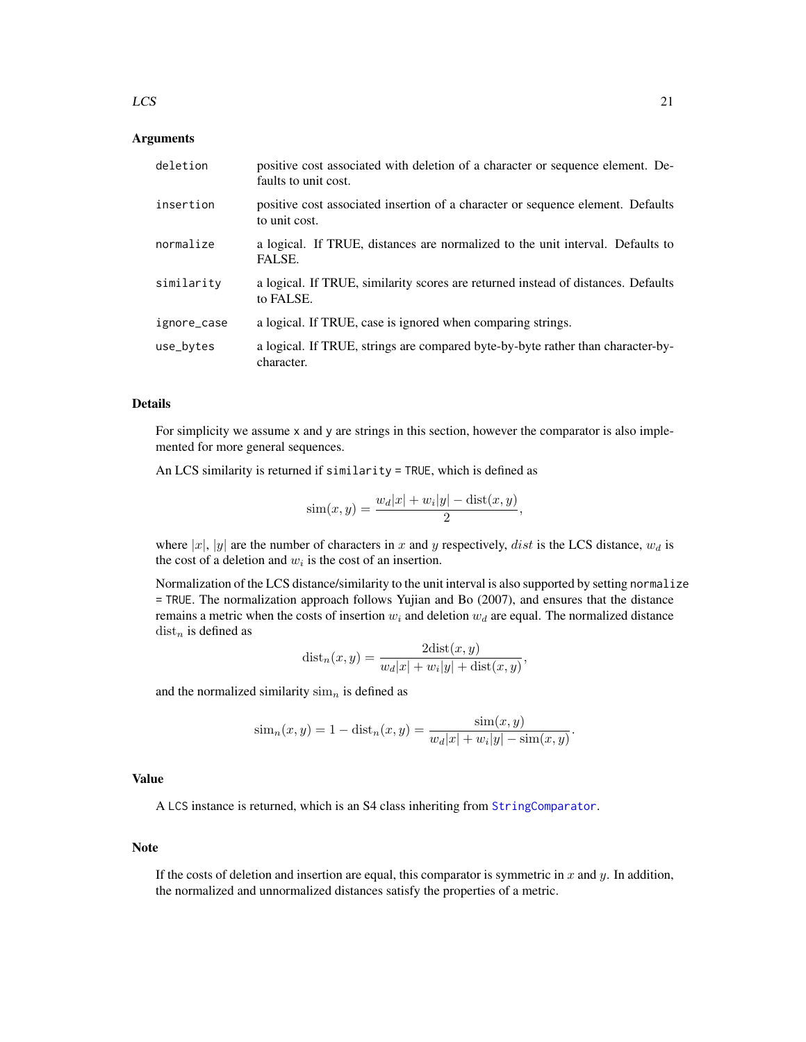### Arguments

| | |
|---|---|
| `deletion` | positive cost associated with deletion of a character or sequence element. Defaults to unit cost. |
| `insertion` | positive cost associated insertion of a character or sequence element. Defaults to unit cost. |
| `normalize` | a logical. If TRUE, distances are normalized to the unit interval. Defaults to FALSE. |
| `similarity` | a logical. If TRUE, similarity scores are returned instead of distances. Defaults to FALSE. |
| `ignore_case` | a logical. If TRUE, case is ignored when comparing strings. |
| `use_bytes` | a logical. If TRUE, strings are compared byte-by-byte rather than character-by-character. |

### Details

For simplicity we assume `x` and `y` are strings in this section, however the comparator is also implemented for more general sequences.

An LCS similarity is returned if `similarity = TRUE`, which is defined as

$$\mathrm{sim}(x, y) = \frac{w_d|x| + w_i|y| - \mathrm{dist}(x, y)}{2},$$

where $|x|$, $|y|$ are the number of characters in $x$ and $y$ respectively, $dist$ is the LCS distance, $w_d$ is the cost of a deletion and $w_i$ is the cost of an insertion.

Normalization of the LCS distance/similarity to the unit interval is also supported by setting `normalize = TRUE`. The normalization approach follows Yujian and Bo (2007), and ensures that the distance remains a metric when the costs of insertion $w_i$ and deletion $w_d$ are equal. The normalized distance $\mathrm{dist}_n$ is defined as

$$\mathrm{dist}_n(x, y) = \frac{2\mathrm{dist}(x, y)}{w_d|x| + w_i|y| + \mathrm{dist}(x, y)},$$

and the normalized similarity $\mathrm{sim}_n$ is defined as

$$\mathrm{sim}_n(x, y) = 1 - \mathrm{dist}_n(x, y) = \frac{\mathrm{sim}(x, y)}{w_d|x| + w_i|y| - \mathrm{sim}(x, y)}.$$

### Value

A `LCS` instance is returned, which is an S4 class inheriting from `StringComparator`.

### Note

If the costs of deletion and insertion are equal, this comparator is symmetric in $x$ and $y$. In addition, the normalized and unnormalized distances satisfy the properties of a metric.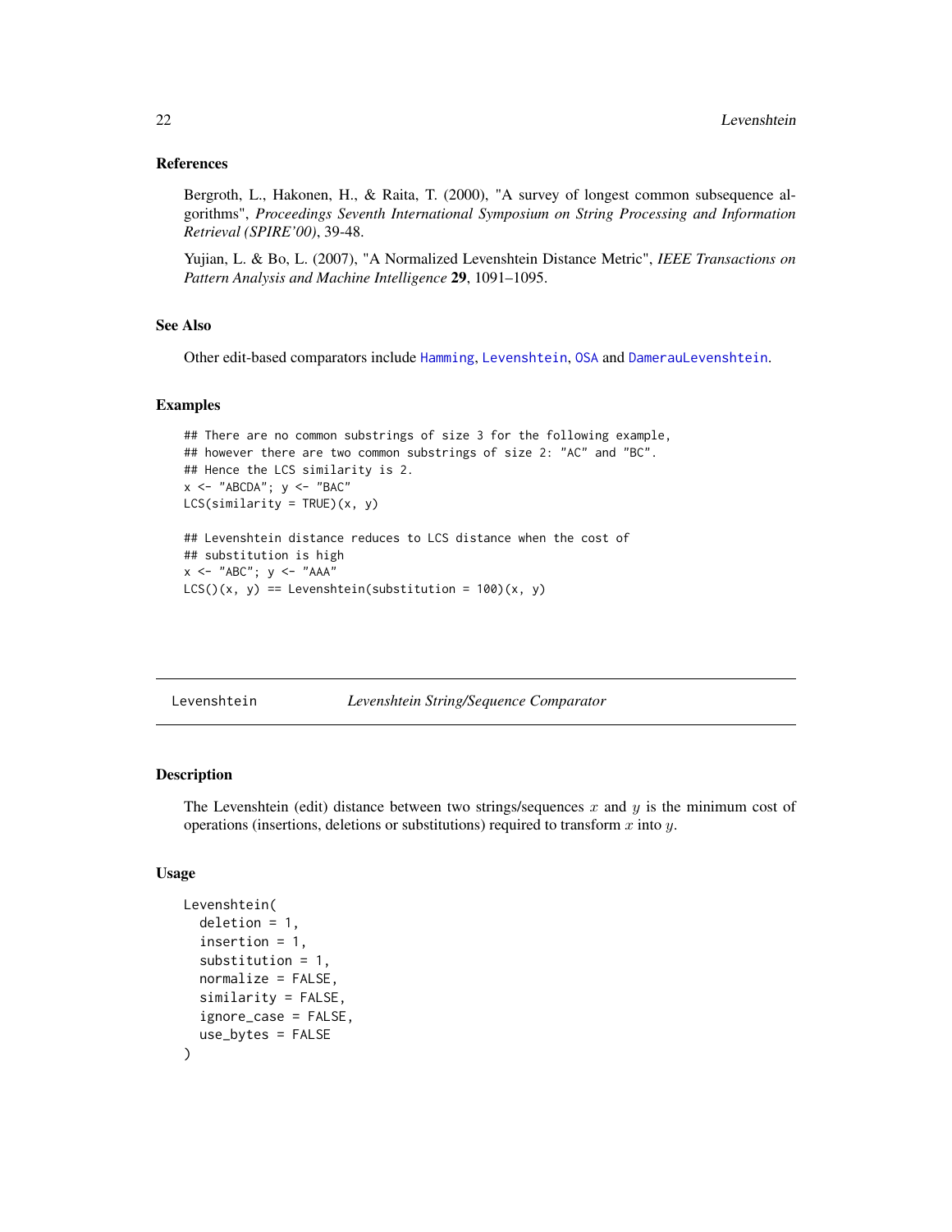### References

Bergroth, L., Hakonen, H., & Raita, T. (2000), "A survey of longest common subsequence algorithms", *Proceedings Seventh International Symposium on String Processing and Information Retrieval (SPIRE'00)*, 39-48.

Yujian, L. & Bo, L. (2007), "A Normalized Levenshtein Distance Metric", *IEEE Transactions on Pattern Analysis and Machine Intelligence* **29**, 1091–1095.

### See Also

Other edit-based comparators include Hamming, Levenshtein, OSA and DamerauLevenshtein.

### Examples

```
## There are no common substrings of size 3 for the following example,
## however there are two common substrings of size 2: "AC" and "BC".
## Hence the LCS similarity is 2.
x <- "ABCDA"; y <- "BAC"
LCS(similarity = TRUE)(x, y)

## Levenshtein distance reduces to LCS distance when the cost of
## substitution is high
x <- "ABC"; y <- "AAA"
LCS()(x, y) == Levenshtein(substitution = 100)(x, y)
```

---

## Levenshtein — *Levenshtein String/Sequence Comparator*

### Description

The Levenshtein (edit) distance between two strings/sequences $x$ and $y$ is the minimum cost of operations (insertions, deletions or substitutions) required to transform $x$ into $y$.

### Usage

```
Levenshtein(
  deletion = 1,
  insertion = 1,
  substitution = 1,
  normalize = FALSE,
  similarity = FALSE,
  ignore_case = FALSE,
  use_bytes = FALSE
)
```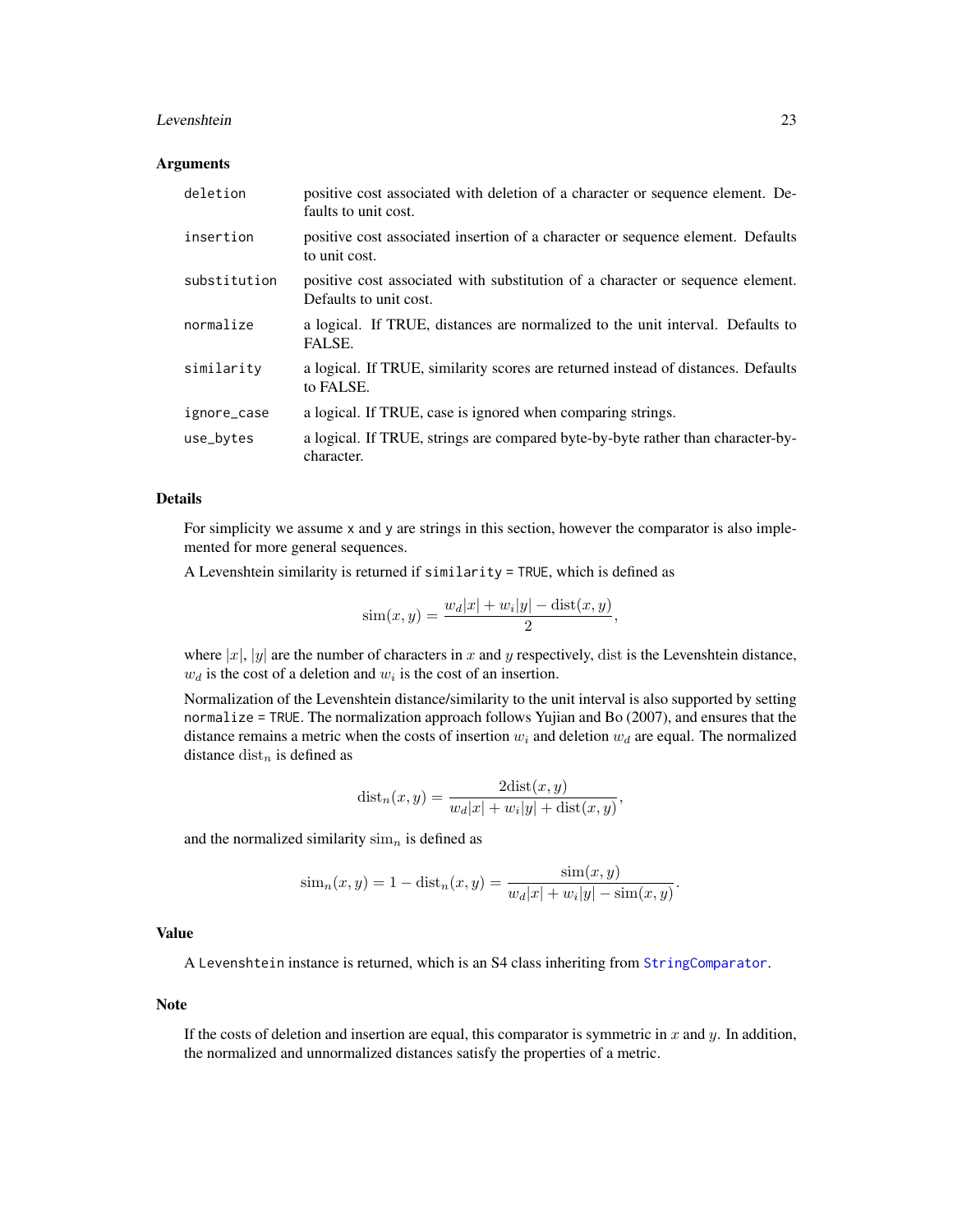### Arguments

| | |
|---|---|
| `deletion` | positive cost associated with deletion of a character or sequence element. Defaults to unit cost. |
| `insertion` | positive cost associated insertion of a character or sequence element. Defaults to unit cost. |
| `substitution` | positive cost associated with substitution of a character or sequence element. Defaults to unit cost. |
| `normalize` | a logical. If TRUE, distances are normalized to the unit interval. Defaults to FALSE. |
| `similarity` | a logical. If TRUE, similarity scores are returned instead of distances. Defaults to FALSE. |
| `ignore_case` | a logical. If TRUE, case is ignored when comparing strings. |
| `use_bytes` | a logical. If TRUE, strings are compared byte-by-byte rather than character-by-character. |

### Details

For simplicity we assume `x` and `y` are strings in this section, however the comparator is also implemented for more general sequences.

A Levenshtein similarity is returned if `similarity = TRUE`, which is defined as

$$\mathrm{sim}(x, y) = \frac{w_d|x| + w_i|y| - \mathrm{dist}(x, y)}{2},$$

where $|x|$, $|y|$ are the number of characters in $x$ and $y$ respectively, $\mathrm{dist}$ is the Levenshtein distance, $w_d$ is the cost of a deletion and $w_i$ is the cost of an insertion.

Normalization of the Levenshtein distance/similarity to the unit interval is also supported by setting `normalize = TRUE`. The normalization approach follows Yujian and Bo (2007), and ensures that the distance remains a metric when the costs of insertion $w_i$ and deletion $w_d$ are equal. The normalized distance $\mathrm{dist}_n$ is defined as

$$\mathrm{dist}_n(x, y) = \frac{2\mathrm{dist}(x, y)}{w_d|x| + w_i|y| + \mathrm{dist}(x, y)},$$

and the normalized similarity $\mathrm{sim}_n$ is defined as

$$\mathrm{sim}_n(x, y) = 1 - \mathrm{dist}_n(x, y) = \frac{\mathrm{sim}(x, y)}{w_d|x| + w_i|y| - \mathrm{sim}(x, y)}.$$

### Value

A `Levenshtein` instance is returned, which is an S4 class inheriting from `StringComparator`.

### Note

If the costs of deletion and insertion are equal, this comparator is symmetric in $x$ and $y$. In addition, the normalized and unnormalized distances satisfy the properties of a metric.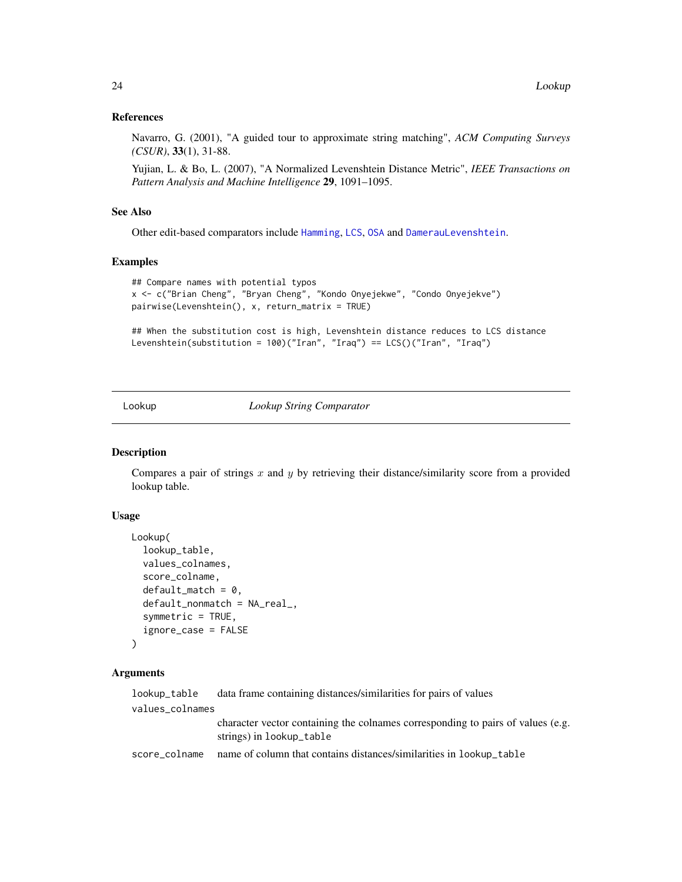### References

Navarro, G. (2001), "A guided tour to approximate string matching", *ACM Computing Surveys (CSUR)*, **33**(1), 31-88.

Yujian, L. & Bo, L. (2007), "A Normalized Levenshtein Distance Metric", *IEEE Transactions on Pattern Analysis and Machine Intelligence* **29**, 1091–1095.

### See Also

Other edit-based comparators include `Hamming`, `LCS`, `OSA` and `DamerauLevenshtein`.

### Examples

```
## Compare names with potential typos
x <- c("Brian Cheng", "Bryan Cheng", "Kondo Onyejekwe", "Condo Onyejekve")
pairwise(Levenshtein(), x, return_matrix = TRUE)

## When the substitution cost is high, Levenshtein distance reduces to LCS distance
Levenshtein(substitution = 100)("Iran", "Iraq") == LCS()("Iran", "Iraq")
```

---

## Lookup — *Lookup String Comparator*

### Description

Compares a pair of strings $x$ and $y$ by retrieving their distance/similarity score from a provided lookup table.

### Usage

```
Lookup(
  lookup_table,
  values_colnames,
  score_colname,
  default_match = 0,
  default_nonmatch = NA_real_,
  symmetric = TRUE,
  ignore_case = FALSE
)
```

### Arguments

| | |
|---|---|
| `lookup_table` | data frame containing distances/similarities for pairs of values |
| `values_colnames` | character vector containing the colnames corresponding to pairs of values (e.g. strings) in `lookup_table` |
| `score_colname` | name of column that contains distances/similarities in `lookup_table` |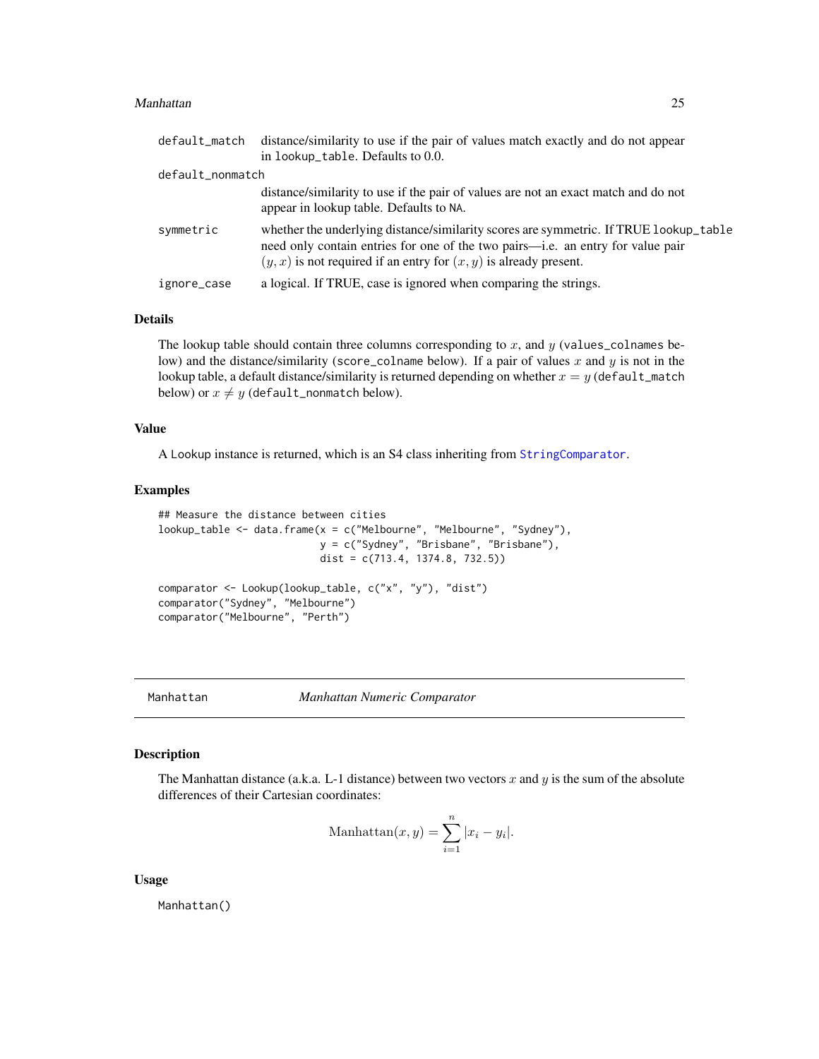| | |
|---|---|
| `default_match` | distance/similarity to use if the pair of values match exactly and do not appear in `lookup_table`. Defaults to 0.0. |
| `default_nonmatch` | distance/similarity to use if the pair of values are not an exact match and do not appear in lookup table. Defaults to `NA`. |
| `symmetric` | whether the underlying distance/similarity scores are symmetric. If TRUE `lookup_table` need only contain entries for one of the two pairs—i.e. an entry for value pair $(y, x)$ is not required if an entry for $(x, y)$ is already present. |
| `ignore_case` | a logical. If TRUE, case is ignored when comparing the strings. |

### Details

The lookup table should contain three columns corresponding to $x$, and $y$ (`values_colnames` below) and the distance/similarity (`score_colname` below). If a pair of values $x$ and $y$ is not in the lookup table, a default distance/similarity is returned depending on whether $x = y$ (`default_match` below) or $x \neq y$ (`default_nonmatch` below).

### Value

A `Lookup` instance is returned, which is an S4 class inheriting from `StringComparator`.

### Examples

```
## Measure the distance between cities
lookup_table <- data.frame(x = c("Melbourne", "Melbourne", "Sydney"),
                           y = c("Sydney", "Brisbane", "Brisbane"),
                           dist = c(713.4, 1374.8, 732.5))

comparator <- Lookup(lookup_table, c("x", "y"), "dist")
comparator("Sydney", "Melbourne")
comparator("Melbourne", "Perth")
```

---

## Manhattan — *Manhattan Numeric Comparator*

### Description

The Manhattan distance (a.k.a. L-1 distance) between two vectors $x$ and $y$ is the sum of the absolute differences of their Cartesian coordinates:

$$\mathrm{Manhattan}(x, y) = \sum_{i=1}^{n} |x_i - y_i|.$$

### Usage

```
Manhattan()
```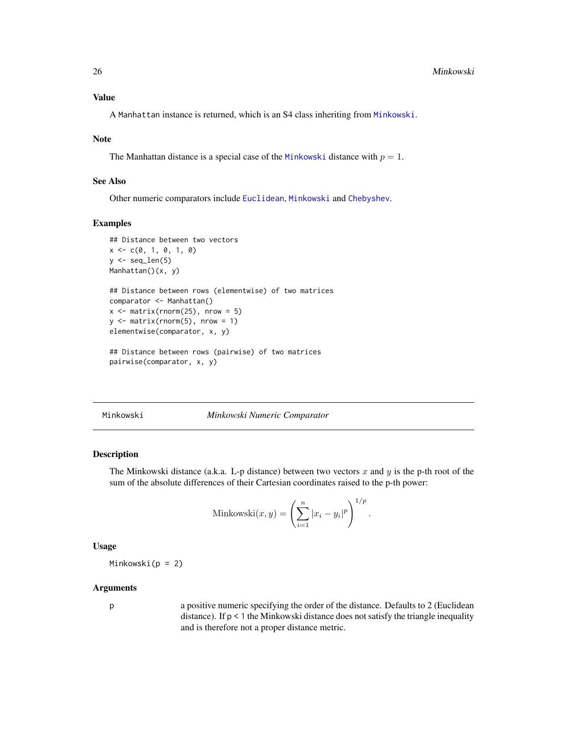### Value

A Manhattan instance is returned, which is an S4 class inheriting from Minkowski.

### Note

The Manhattan distance is a special case of the Minkowski distance with $p = 1$.

### See Also

Other numeric comparators include Euclidean, Minkowski and Chebyshev.

### Examples

```
## Distance between two vectors
x <- c(0, 1, 0, 1, 0)
y <- seq_len(5)
Manhattan()(x, y)

## Distance between rows (elementwise) of two matrices
comparator <- Manhattan()
x <- matrix(rnorm(25), nrow = 5)
y <- matrix(rnorm(5), nrow = 1)
elementwise(comparator, x, y)

## Distance between rows (pairwise) of two matrices
pairwise(comparator, x, y)
```

---

## Minkowski — *Minkowski Numeric Comparator*

### Description

The Minkowski distance (a.k.a. L-p distance) between two vectors $x$ and $y$ is the p-th root of the sum of the absolute differences of their Cartesian coordinates raised to the p-th power:

$$\mathrm{Minkowski}(x, y) = \left( \sum_{i=1}^{n} |x_i - y_i|^p \right)^{1/p}.$$

### Usage

```
Minkowski(p = 2)
```

### Arguments

| | |
|---|---|
| p | a positive numeric specifying the order of the distance. Defaults to 2 (Euclidean distance). If p < 1 the Minkowski distance does not satisfy the triangle inequality and is therefore not a proper distance metric. |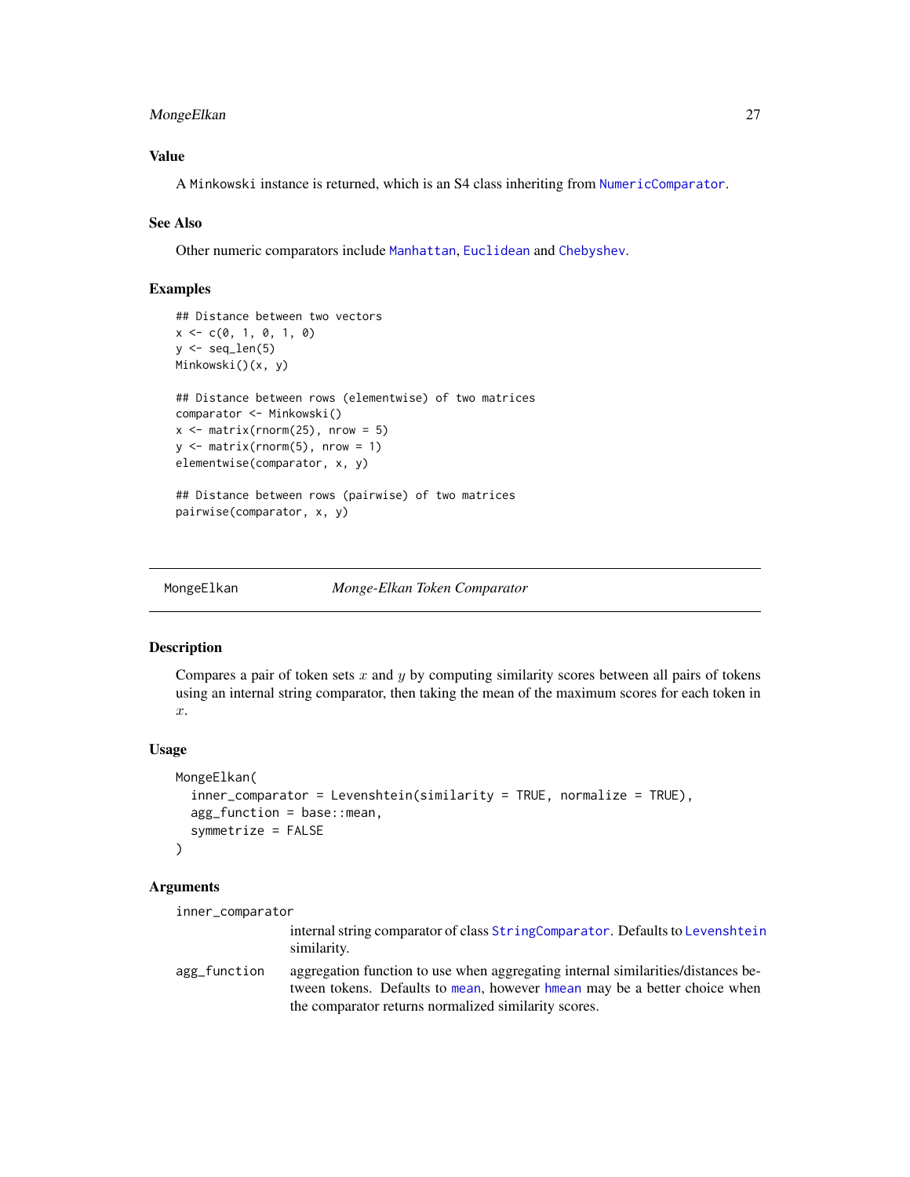### Value

A `Minkowski` instance is returned, which is an S4 class inheriting from `NumericComparator`.

### See Also

Other numeric comparators include `Manhattan`, `Euclidean` and `Chebyshev`.

### Examples

```
## Distance between two vectors
x <- c(0, 1, 0, 1, 0)
y <- seq_len(5)
Minkowski()(x, y)

## Distance between rows (elementwise) of two matrices
comparator <- Minkowski()
x <- matrix(rnorm(25), nrow = 5)
y <- matrix(rnorm(5), nrow = 1)
elementwise(comparator, x, y)

## Distance between rows (pairwise) of two matrices
pairwise(comparator, x, y)
```

---

## MongeElkan — *Monge-Elkan Token Comparator*

### Description

Compares a pair of token sets $x$ and $y$ by computing similarity scores between all pairs of tokens using an internal string comparator, then taking the mean of the maximum scores for each token in $x$.

### Usage

```
MongeElkan(
  inner_comparator = Levenshtein(similarity = TRUE, normalize = TRUE),
  agg_function = base::mean,
  symmetrize = FALSE
)
```

### Arguments

| | |
|---|---|
| `inner_comparator` | internal string comparator of class `StringComparator`. Defaults to `Levenshtein` similarity. |
| `agg_function` | aggregation function to use when aggregating internal similarities/distances between tokens. Defaults to `mean`, however `hmean` may be a better choice when the comparator returns normalized similarity scores. |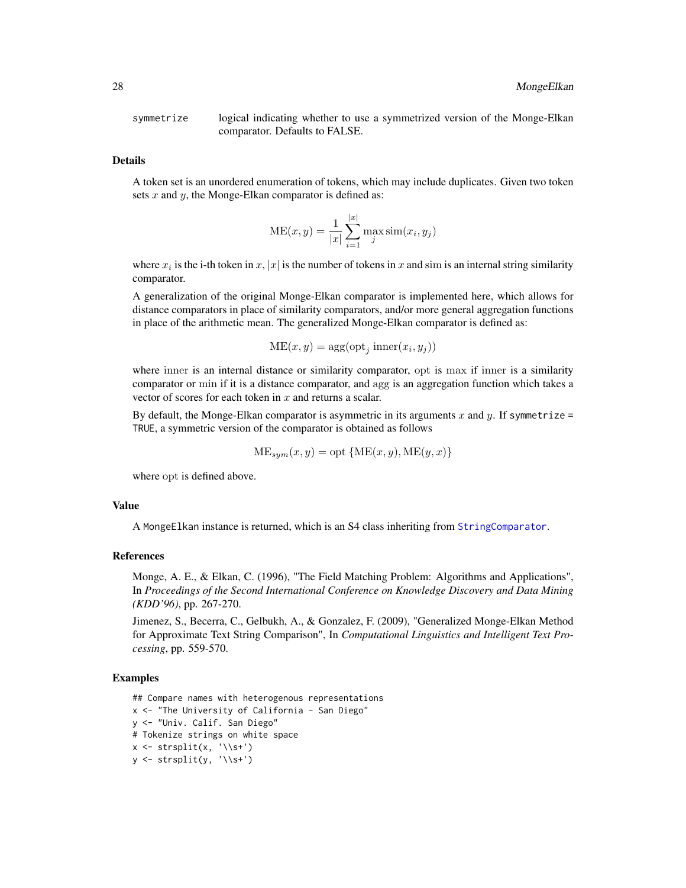symmetrize
: logical indicating whether to use a symmetrized version of the Monge-Elkan comparator. Defaults to FALSE.

### Details

A token set is an unordered enumeration of tokens, which may include duplicates. Given two token sets $x$ and $y$, the Monge-Elkan comparator is defined as:

$$\mathrm{ME}(x, y) = \frac{1}{|x|} \sum_{i=1}^{|x|} \max_j \mathrm{sim}(x_i, y_j)$$

where $x_i$ is the i-th token in $x$, $|x|$ is the number of tokens in $x$ and $\mathrm{sim}$ is an internal string similarity comparator.

A generalization of the original Monge-Elkan comparator is implemented here, which allows for distance comparators in place of similarity comparators, and/or more general aggregation functions in place of the arithmetic mean. The generalized Monge-Elkan comparator is defined as:

$$\mathrm{ME}(x, y) = \mathrm{agg}(\mathrm{opt}_j \; \mathrm{inner}(x_i, y_j))$$

where $\mathrm{inner}$ is an internal distance or similarity comparator, $\mathrm{opt}$ is $\max$ if $\mathrm{inner}$ is a similarity comparator or $\min$ if it is a distance comparator, and $\mathrm{agg}$ is an aggregation function which takes a vector of scores for each token in $x$ and returns a scalar.

By default, the Monge-Elkan comparator is asymmetric in its arguments $x$ and $y$. If `symmetrize = TRUE`, a symmetric version of the comparator is obtained as follows

$$\mathrm{ME}_{sym}(x, y) = \mathrm{opt} \; \{\mathrm{ME}(x, y), \mathrm{ME}(y, x)\}$$

where $\mathrm{opt}$ is defined above.

### Value

A `MongeElkan` instance is returned, which is an S4 class inheriting from `StringComparator`.

### References

Monge, A. E., & Elkan, C. (1996), "The Field Matching Problem: Algorithms and Applications", In *Proceedings of the Second International Conference on Knowledge Discovery and Data Mining (KDD'96)*, pp. 267-270.

Jimenez, S., Becerra, C., Gelbukh, A., & Gonzalez, F. (2009), "Generalized Monge-Elkan Method for Approximate Text String Comparison", In *Computational Linguistics and Intelligent Text Processing*, pp. 559-570.

### Examples

```
## Compare names with heterogenous representations
x <- "The University of California - San Diego"
y <- "Univ. Calif. San Diego"
# Tokenize strings on white space
x <- strsplit(x, '\\s+')
y <- strsplit(y, '\\s+')
```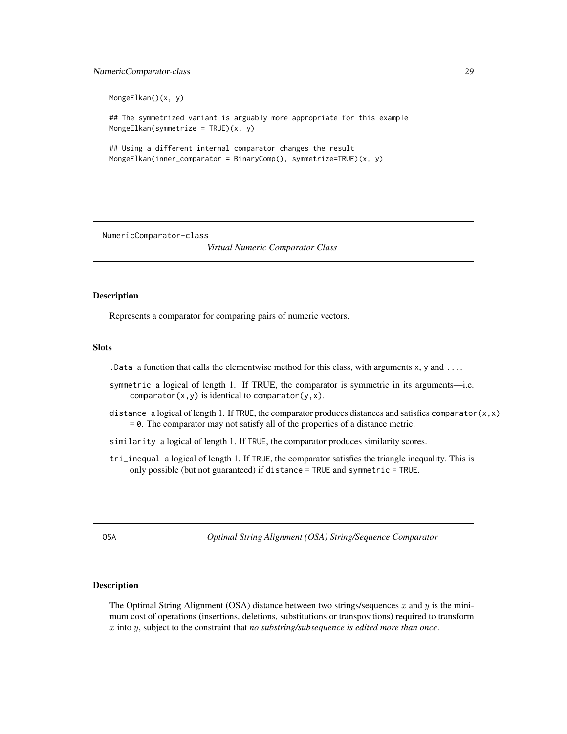```
MongeElkan()(x, y)

## The symmetrized variant is arguably more appropriate for this example
MongeElkan(symmetrize = TRUE)(x, y)

## Using a different internal comparator changes the result
MongeElkan(inner_comparator = BinaryComp(), symmetrize=TRUE)(x, y)
```

---

## NumericComparator-class — *Virtual Numeric Comparator Class*

### Description

Represents a comparator for comparing pairs of numeric vectors.

### Slots

`.Data` a function that calls the elementwise method for this class, with arguments `x`, `y` and `...`.

`symmetric` a logical of length 1. If TRUE, the comparator is symmetric in its arguments—i.e. `comparator(x,y)` is identical to `comparator(y,x)`.

`distance` a logical of length 1. If `TRUE`, the comparator produces distances and satisfies `comparator(x,x) = 0`. The comparator may not satisfy all of the properties of a distance metric.

`similarity` a logical of length 1. If `TRUE`, the comparator produces similarity scores.

`tri_inequal` a logical of length 1. If `TRUE`, the comparator satisfies the triangle inequality. This is only possible (but not guaranteed) if `distance = TRUE` and `symmetric = TRUE`.

---

## OSA — *Optimal String Alignment (OSA) String/Sequence Comparator*

### Description

The Optimal String Alignment (OSA) distance between two strings/sequences $x$ and $y$ is the minimum cost of operations (insertions, deletions, substitutions or transpositions) required to transform $x$ into $y$, subject to the constraint that *no substring/subsequence is edited more than once*.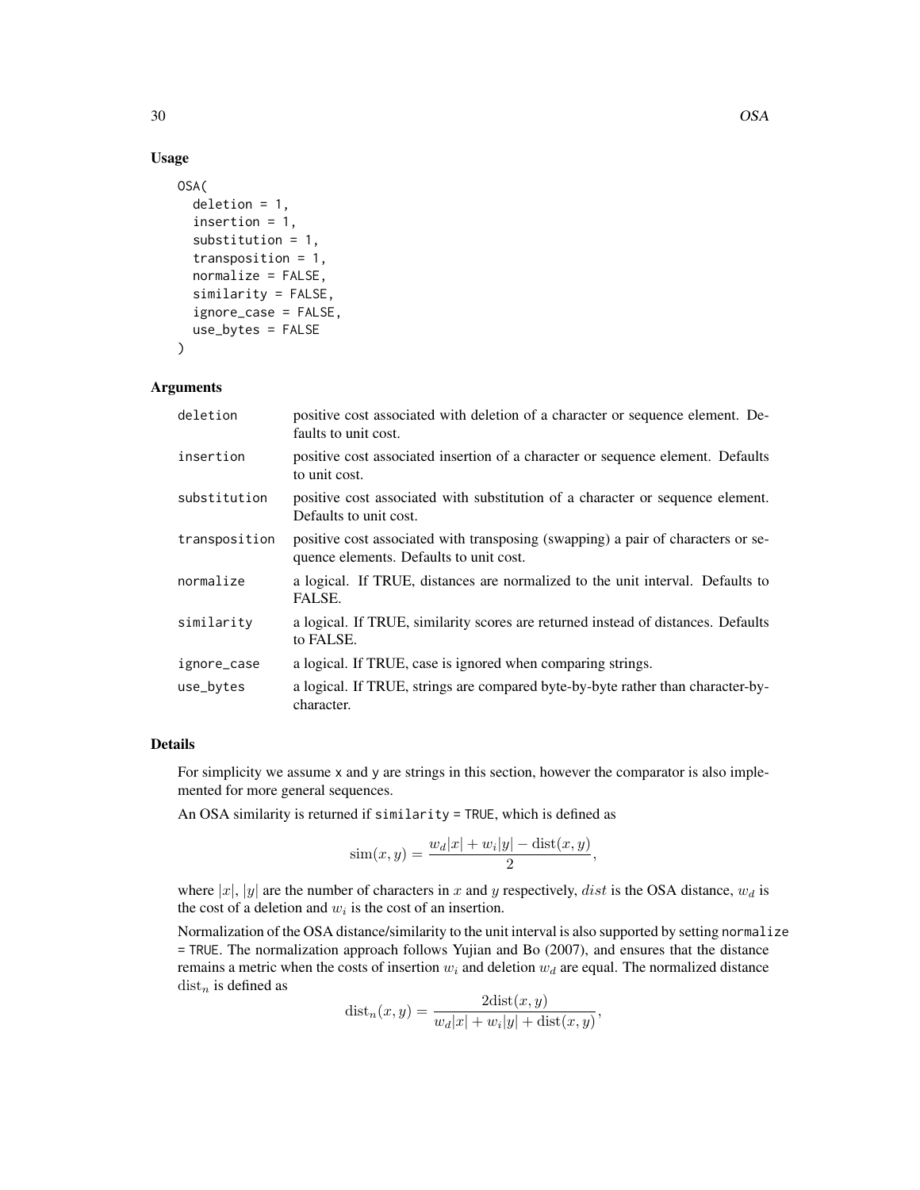## Usage

```
OSA(
  deletion = 1,
  insertion = 1,
  substitution = 1,
  transposition = 1,
  normalize = FALSE,
  similarity = FALSE,
  ignore_case = FALSE,
  use_bytes = FALSE
)
```

## Arguments

| | |
|---|---|
| deletion | positive cost associated with deletion of a character or sequence element. Defaults to unit cost. |
| insertion | positive cost associated insertion of a character or sequence element. Defaults to unit cost. |
| substitution | positive cost associated with substitution of a character or sequence element. Defaults to unit cost. |
| transposition | positive cost associated with transposing (swapping) a pair of characters or sequence elements. Defaults to unit cost. |
| normalize | a logical. If TRUE, distances are normalized to the unit interval. Defaults to FALSE. |
| similarity | a logical. If TRUE, similarity scores are returned instead of distances. Defaults to FALSE. |
| ignore_case | a logical. If TRUE, case is ignored when comparing strings. |
| use_bytes | a logical. If TRUE, strings are compared byte-by-byte rather than character-by-character. |

## Details

For simplicity we assume `x` and `y` are strings in this section, however the comparator is also implemented for more general sequences.

An OSA similarity is returned if `similarity = TRUE`, which is defined as

$$\mathrm{sim}(x, y) = \frac{w_d|x| + w_i|y| - \mathrm{dist}(x, y)}{2},$$

where $|x|$, $|y|$ are the number of characters in $x$ and $y$ respectively, $dist$ is the OSA distance, $w_d$ is the cost of a deletion and $w_i$ is the cost of an insertion.

Normalization of the OSA distance/similarity to the unit interval is also supported by setting `normalize = TRUE`. The normalization approach follows Yujian and Bo (2007), and ensures that the distance remains a metric when the costs of insertion $w_i$ and deletion $w_d$ are equal. The normalized distance $\mathrm{dist}_n$ is defined as

$$\mathrm{dist}_n(x, y) = \frac{2\mathrm{dist}(x, y)}{w_d|x| + w_i|y| + \mathrm{dist}(x, y)},$$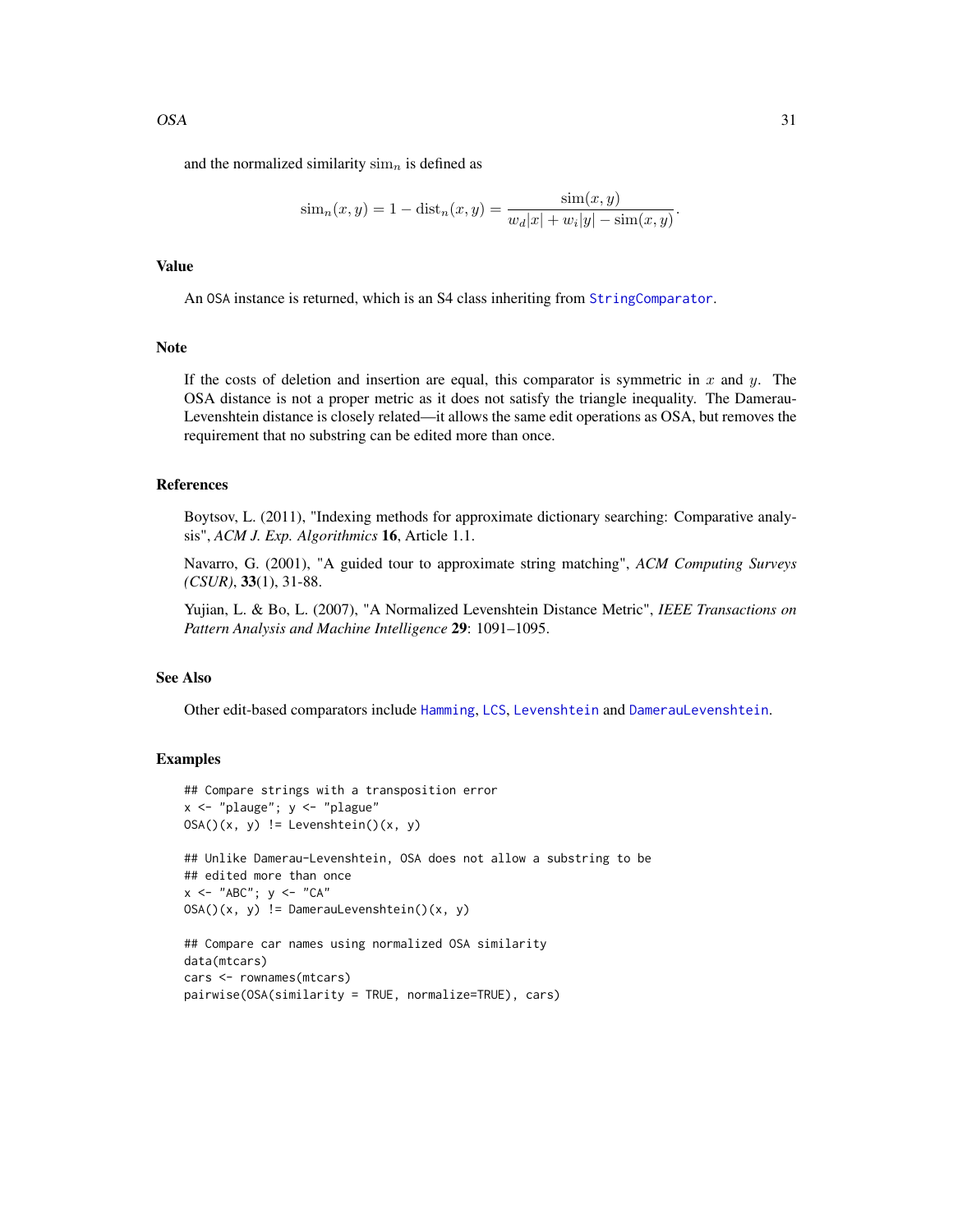and the normalized similarity $\mathrm{sim}_n$ is defined as

$$\mathrm{sim}_n(x, y) = 1 - \mathrm{dist}_n(x, y) = \frac{\mathrm{sim}(x, y)}{w_d|x| + w_i|y| - \mathrm{sim}(x, y)}.$$

## Value

An OSA instance is returned, which is an S4 class inheriting from `StringComparator`.

## Note

If the costs of deletion and insertion are equal, this comparator is symmetric in $x$ and $y$. The OSA distance is not a proper metric as it does not satisfy the triangle inequality. The Damerau-Levenshtein distance is closely related—it allows the same edit operations as OSA, but removes the requirement that no substring can be edited more than once.

## References

Boytsov, L. (2011), "Indexing methods for approximate dictionary searching: Comparative analysis", *ACM J. Exp. Algorithmics* **16**, Article 1.1.

Navarro, G. (2001), "A guided tour to approximate string matching", *ACM Computing Surveys (CSUR)*, **33**(1), 31-88.

Yujian, L. & Bo, L. (2007), "A Normalized Levenshtein Distance Metric", *IEEE Transactions on Pattern Analysis and Machine Intelligence* **29**: 1091–1095.

## See Also

Other edit-based comparators include `Hamming`, `LCS`, `Levenshtein` and `DamerauLevenshtein`.

## Examples

```
## Compare strings with a transposition error
x <- "plauge"; y <- "plague"
OSA()(x, y) != Levenshtein()(x, y)

## Unlike Damerau-Levenshtein, OSA does not allow a substring to be
## edited more than once
x <- "ABC"; y <- "CA"
OSA()(x, y) != DamerauLevenshtein()(x, y)

## Compare car names using normalized OSA similarity
data(mtcars)
cars <- rownames(mtcars)
pairwise(OSA(similarity = TRUE, normalize=TRUE), cars)
```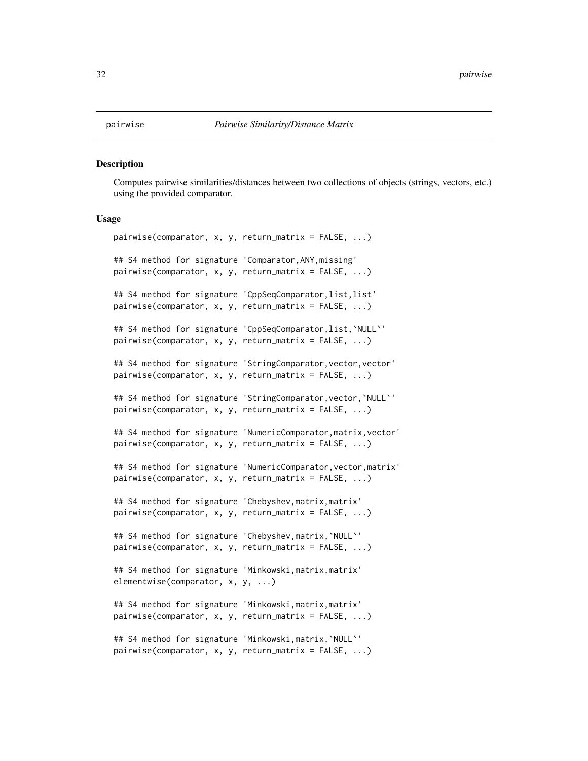## pairwise *Pairwise Similarity/Distance Matrix*

### Description

Computes pairwise similarities/distances between two collections of objects (strings, vectors, etc.) using the provided comparator.

### Usage

```
pairwise(comparator, x, y, return_matrix = FALSE, ...)

## S4 method for signature 'Comparator,ANY,missing'
pairwise(comparator, x, y, return_matrix = FALSE, ...)

## S4 method for signature 'CppSeqComparator,list,list'
pairwise(comparator, x, y, return_matrix = FALSE, ...)

## S4 method for signature 'CppSeqComparator,list,`NULL`'
pairwise(comparator, x, y, return_matrix = FALSE, ...)

## S4 method for signature 'StringComparator,vector,vector'
pairwise(comparator, x, y, return_matrix = FALSE, ...)

## S4 method for signature 'StringComparator,vector,`NULL`'
pairwise(comparator, x, y, return_matrix = FALSE, ...)

## S4 method for signature 'NumericComparator,matrix,vector'
pairwise(comparator, x, y, return_matrix = FALSE, ...)

## S4 method for signature 'NumericComparator,vector,matrix'
pairwise(comparator, x, y, return_matrix = FALSE, ...)

## S4 method for signature 'Chebyshev,matrix,matrix'
pairwise(comparator, x, y, return_matrix = FALSE, ...)

## S4 method for signature 'Chebyshev,matrix,`NULL`'
pairwise(comparator, x, y, return_matrix = FALSE, ...)

## S4 method for signature 'Minkowski,matrix,matrix'
elementwise(comparator, x, y, ...)

## S4 method for signature 'Minkowski,matrix,matrix'
pairwise(comparator, x, y, return_matrix = FALSE, ...)

## S4 method for signature 'Minkowski,matrix,`NULL`'
pairwise(comparator, x, y, return_matrix = FALSE, ...)
```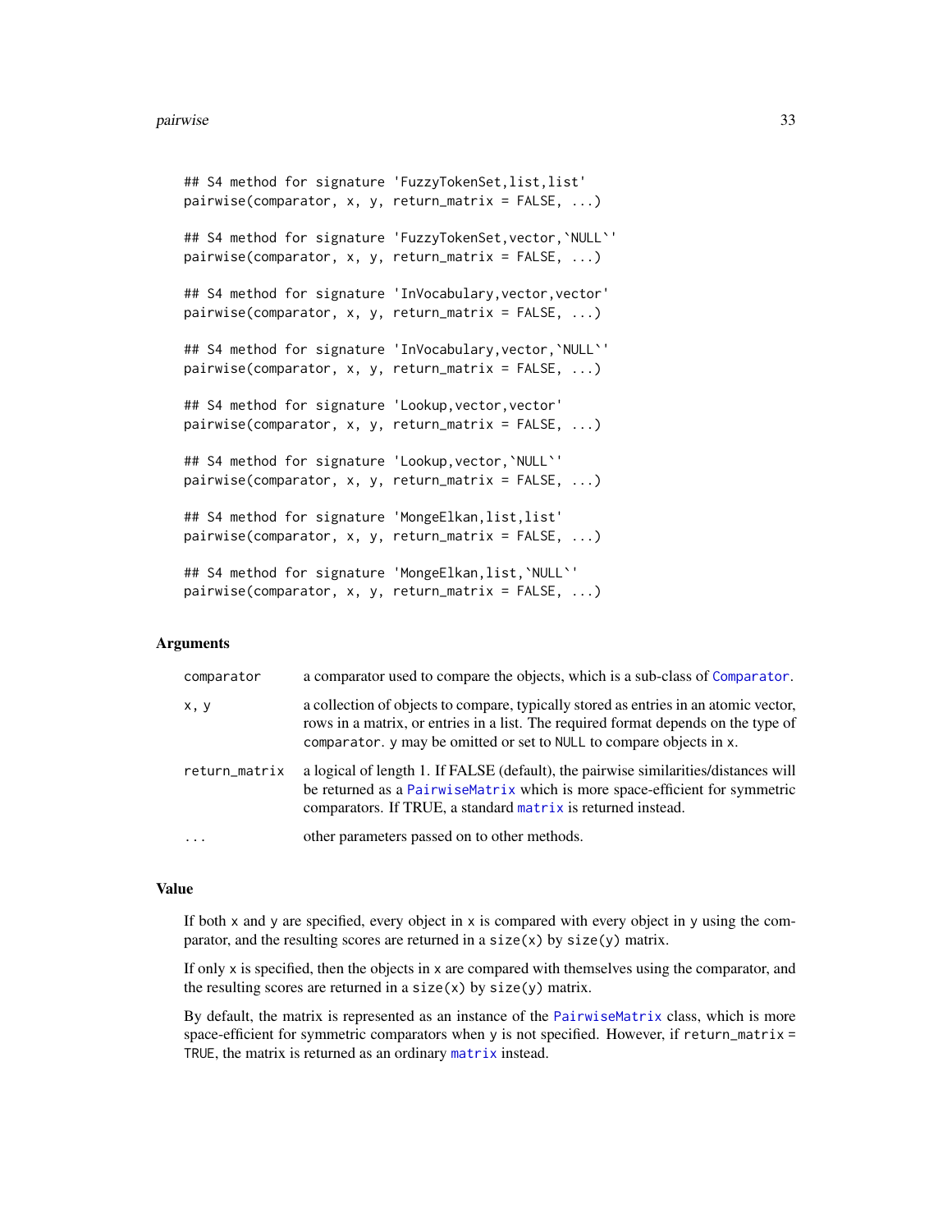```
## S4 method for signature 'FuzzyTokenSet,list,list'
pairwise(comparator, x, y, return_matrix = FALSE, ...)

## S4 method for signature 'FuzzyTokenSet,vector,`NULL`'
pairwise(comparator, x, y, return_matrix = FALSE, ...)

## S4 method for signature 'InVocabulary,vector,vector'
pairwise(comparator, x, y, return_matrix = FALSE, ...)

## S4 method for signature 'InVocabulary,vector,`NULL`'
pairwise(comparator, x, y, return_matrix = FALSE, ...)

## S4 method for signature 'Lookup,vector,vector'
pairwise(comparator, x, y, return_matrix = FALSE, ...)

## S4 method for signature 'Lookup,vector,`NULL`'
pairwise(comparator, x, y, return_matrix = FALSE, ...)

## S4 method for signature 'MongeElkan,list,list'
pairwise(comparator, x, y, return_matrix = FALSE, ...)

## S4 method for signature 'MongeElkan,list,`NULL`'
pairwise(comparator, x, y, return_matrix = FALSE, ...)
```

### Arguments

| | |
|---|---|
| `comparator` | a comparator used to compare the objects, which is a sub-class of `Comparator`. |
| `x, y` | a collection of objects to compare, typically stored as entries in an atomic vector, rows in a matrix, or entries in a list. The required format depends on the type of `comparator`. `y` may be omitted or set to `NULL` to compare objects in `x`. |
| `return_matrix` | a logical of length 1. If FALSE (default), the pairwise similarities/distances will be returned as a `PairwiseMatrix` which is more space-efficient for symmetric comparators. If TRUE, a standard `matrix` is returned instead. |
| `...` | other parameters passed on to other methods. |

### Value

If both `x` and `y` are specified, every object in `x` is compared with every object in `y` using the comparator, and the resulting scores are returned in a `size(x)` by `size(y)` matrix.

If only `x` is specified, then the objects in `x` are compared with themselves using the comparator, and the resulting scores are returned in a `size(x)` by `size(y)` matrix.

By default, the matrix is represented as an instance of the `PairwiseMatrix` class, which is more space-efficient for symmetric comparators when `y` is not specified. However, if `return_matrix = TRUE`, the matrix is returned as an ordinary `matrix` instead.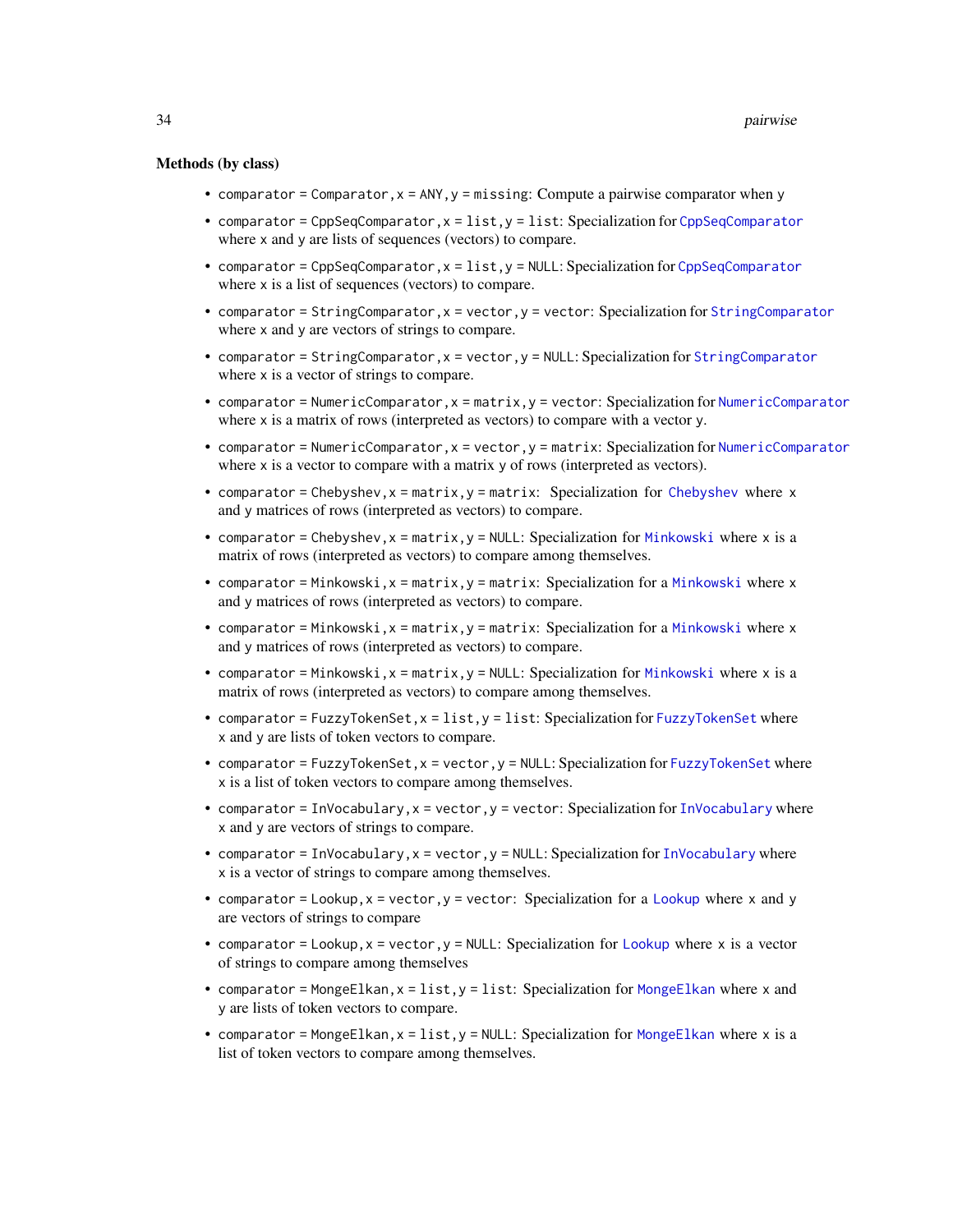### Methods (by class)

- `comparator = Comparator, x = ANY, y = missing`: Compute a pairwise comparator when y
- `comparator = CppSeqComparator, x = list, y = list`: Specialization for `CppSeqComparator` where x and y are lists of sequences (vectors) to compare.
- `comparator = CppSeqComparator, x = list, y = NULL`: Specialization for `CppSeqComparator` where x is a list of sequences (vectors) to compare.
- `comparator = StringComparator, x = vector, y = vector`: Specialization for `StringComparator` where x and y are vectors of strings to compare.
- `comparator = StringComparator, x = vector, y = NULL`: Specialization for `StringComparator` where x is a vector of strings to compare.
- `comparator = NumericComparator, x = matrix, y = vector`: Specialization for `NumericComparator` where x is a matrix of rows (interpreted as vectors) to compare with a vector y.
- `comparator = NumericComparator, x = vector, y = matrix`: Specialization for `NumericComparator` where x is a vector to compare with a matrix y of rows (interpreted as vectors).
- `comparator = Chebyshev, x = matrix, y = matrix`: Specialization for `Chebyshev` where x and y matrices of rows (interpreted as vectors) to compare.
- `comparator = Chebyshev, x = matrix, y = NULL`: Specialization for `Minkowski` where x is a matrix of rows (interpreted as vectors) to compare among themselves.
- `comparator = Minkowski, x = matrix, y = matrix`: Specialization for a `Minkowski` where x and y matrices of rows (interpreted as vectors) to compare.
- `comparator = Minkowski, x = matrix, y = matrix`: Specialization for a `Minkowski` where x and y matrices of rows (interpreted as vectors) to compare.
- `comparator = Minkowski, x = matrix, y = NULL`: Specialization for `Minkowski` where x is a matrix of rows (interpreted as vectors) to compare among themselves.
- `comparator = FuzzyTokenSet, x = list, y = list`: Specialization for `FuzzyTokenSet` where x and y are lists of token vectors to compare.
- `comparator = FuzzyTokenSet, x = vector, y = NULL`: Specialization for `FuzzyTokenSet` where x is a list of token vectors to compare among themselves.
- `comparator = InVocabulary, x = vector, y = vector`: Specialization for `InVocabulary` where x and y are vectors of strings to compare.
- `comparator = InVocabulary, x = vector, y = NULL`: Specialization for `InVocabulary` where x is a vector of strings to compare among themselves.
- `comparator = Lookup, x = vector, y = vector`: Specialization for a `Lookup` where x and y are vectors of strings to compare
- `comparator = Lookup, x = vector, y = NULL`: Specialization for `Lookup` where x is a vector of strings to compare among themselves
- `comparator = MongeElkan, x = list, y = list`: Specialization for `MongeElkan` where x and y are lists of token vectors to compare.
- `comparator = MongeElkan, x = list, y = NULL`: Specialization for `MongeElkan` where x is a list of token vectors to compare among themselves.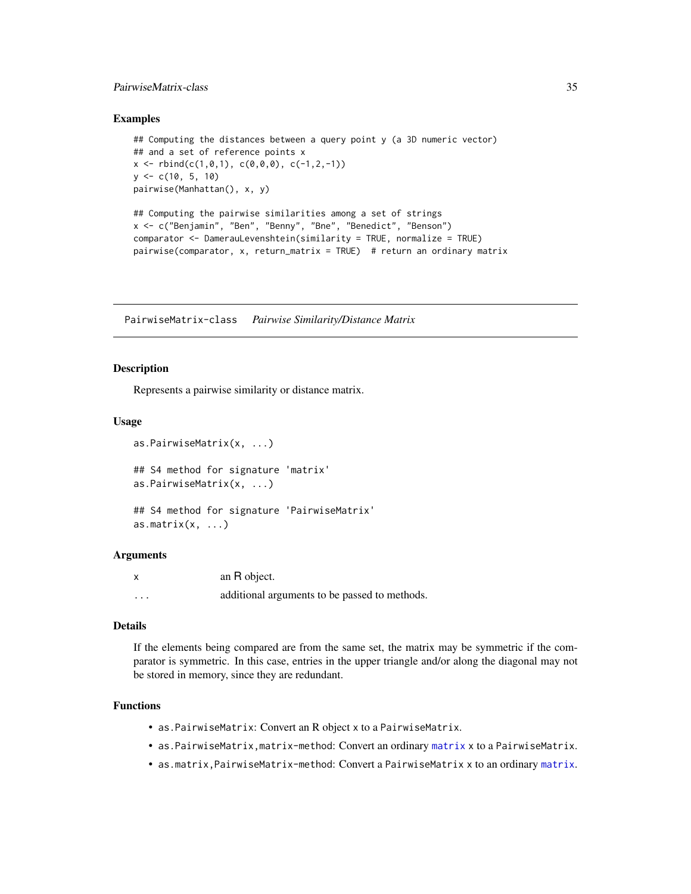### Examples

```
## Computing the distances between a query point y (a 3D numeric vector)
## and a set of reference points x
x <- rbind(c(1,0,1), c(0,0,0), c(-1,2,-1))
y <- c(10, 5, 10)
pairwise(Manhattan(), x, y)

## Computing the pairwise similarities among a set of strings
x <- c("Benjamin", "Ben", "Benny", "Bne", "Benedict", "Benson")
comparator <- DamerauLevenshtein(similarity = TRUE, normalize = TRUE)
pairwise(comparator, x, return_matrix = TRUE)  # return an ordinary matrix
```

---

## PairwiseMatrix-class    *Pairwise Similarity/Distance Matrix*

---

### Description

Represents a pairwise similarity or distance matrix.

### Usage

```
as.PairwiseMatrix(x, ...)

## S4 method for signature 'matrix'
as.PairwiseMatrix(x, ...)

## S4 method for signature 'PairwiseMatrix'
as.matrix(x, ...)
```

### Arguments

| | |
|---|---|
| `x` | an R object. |
| `...` | additional arguments to be passed to methods. |

### Details

If the elements being compared are from the same set, the matrix may be symmetric if the comparator is symmetric. In this case, entries in the upper triangle and/or along the diagonal may not be stored in memory, since they are redundant.

### Functions

- `as.PairwiseMatrix`: Convert an R object `x` to a `PairwiseMatrix`.
- `as.PairwiseMatrix,matrix-method`: Convert an ordinary `matrix` `x` to a `PairwiseMatrix`.
- `as.matrix,PairwiseMatrix-method`: Convert a `PairwiseMatrix` `x` to an ordinary `matrix`.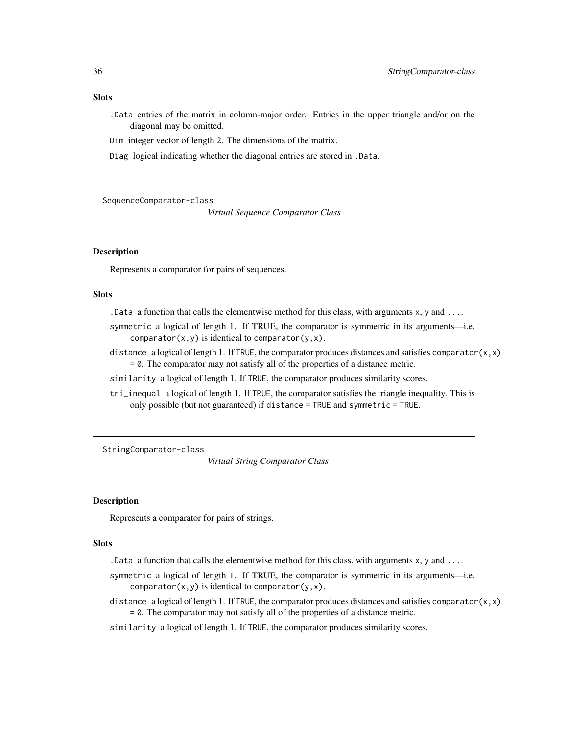### Slots

`.Data` entries of the matrix in column-major order. Entries in the upper triangle and/or on the diagonal may be omitted.

`Dim` integer vector of length 2. The dimensions of the matrix.

`Diag` logical indicating whether the diagonal entries are stored in `.Data`.

---

## SequenceComparator-class *Virtual Sequence Comparator Class*

---

### Description

Represents a comparator for pairs of sequences.

### Slots

`.Data` a function that calls the elementwise method for this class, with arguments `x`, `y` and `...`.

`symmetric` a logical of length 1. If TRUE, the comparator is symmetric in its arguments—i.e. `comparator(x,y)` is identical to `comparator(y,x)`.

`distance` a logical of length 1. If `TRUE`, the comparator produces distances and satisfies `comparator(x,x) = 0`. The comparator may not satisfy all of the properties of a distance metric.

`similarity` a logical of length 1. If `TRUE`, the comparator produces similarity scores.

`tri_inequal` a logical of length 1. If `TRUE`, the comparator satisfies the triangle inequality. This is only possible (but not guaranteed) if `distance = TRUE` and `symmetric = TRUE`.

---

## StringComparator-class *Virtual String Comparator Class*

---

### Description

Represents a comparator for pairs of strings.

### Slots

`.Data` a function that calls the elementwise method for this class, with arguments `x`, `y` and `...`.

`symmetric` a logical of length 1. If TRUE, the comparator is symmetric in its arguments—i.e. `comparator(x,y)` is identical to `comparator(y,x)`.

`distance` a logical of length 1. If `TRUE`, the comparator produces distances and satisfies `comparator(x,x) = 0`. The comparator may not satisfy all of the properties of a distance metric.

`similarity` a logical of length 1. If `TRUE`, the comparator produces similarity scores.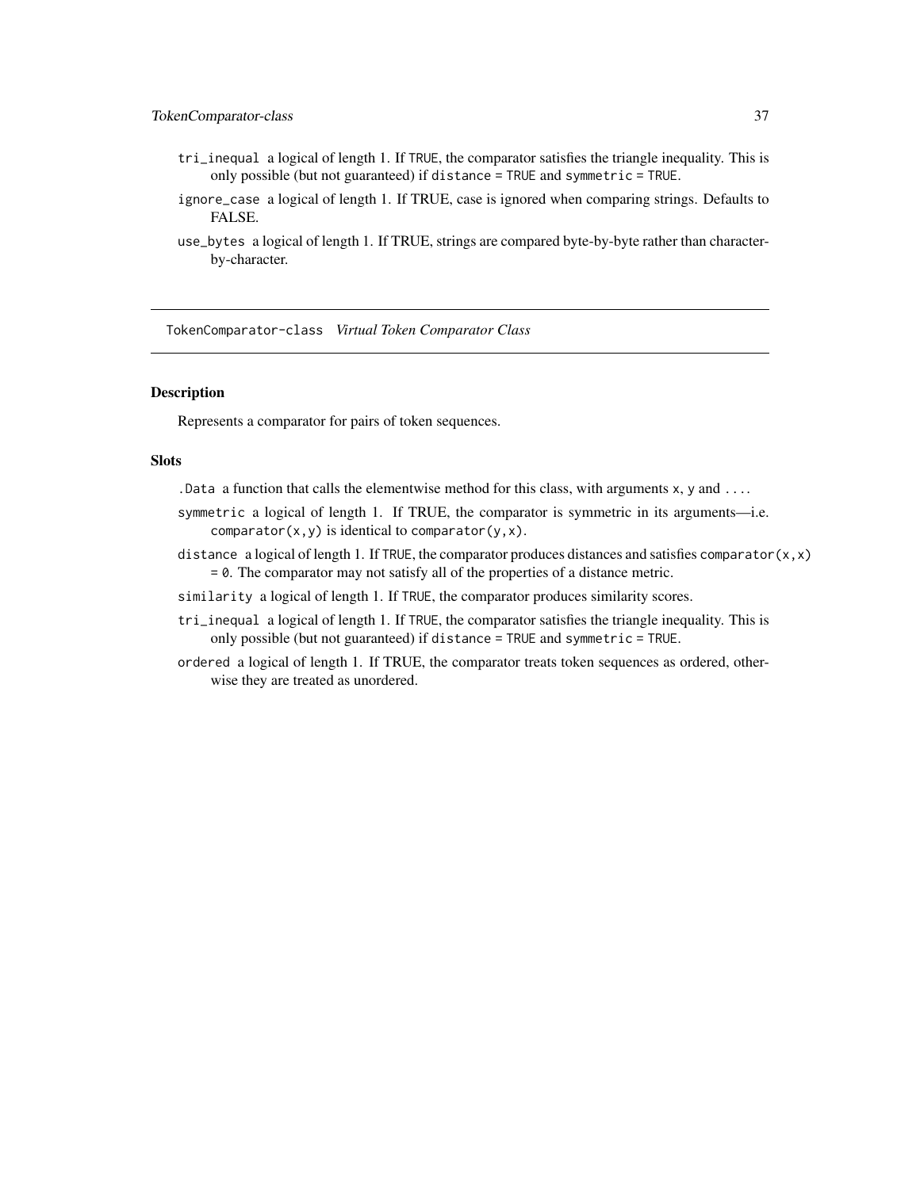tri_inequal a logical of length 1. If TRUE, the comparator satisfies the triangle inequality. This is only possible (but not guaranteed) if distance = TRUE and symmetric = TRUE.

ignore_case a logical of length 1. If TRUE, case is ignored when comparing strings. Defaults to FALSE.

use_bytes a logical of length 1. If TRUE, strings are compared byte-by-byte rather than character-by-character.

---

## TokenComparator-class *Virtual Token Comparator Class*

---

### Description

Represents a comparator for pairs of token sequences.

### Slots

.Data a function that calls the elementwise method for this class, with arguments x, y and ....

symmetric a logical of length 1. If TRUE, the comparator is symmetric in its arguments—i.e. comparator(x,y) is identical to comparator(y,x).

distance a logical of length 1. If TRUE, the comparator produces distances and satisfies comparator(x,x) = 0. The comparator may not satisfy all of the properties of a distance metric.

similarity a logical of length 1. If TRUE, the comparator produces similarity scores.

tri_inequal a logical of length 1. If TRUE, the comparator satisfies the triangle inequality. This is only possible (but not guaranteed) if distance = TRUE and symmetric = TRUE.

ordered a logical of length 1. If TRUE, the comparator treats token sequences as ordered, otherwise they are treated as unordered.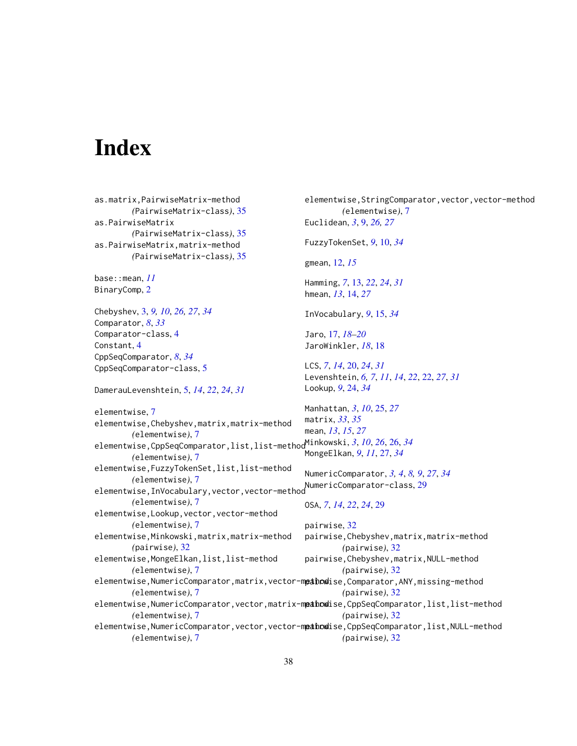# Index

as.matrix,PairwiseMatrix-method (PairwiseMatrix-class), 35
as.PairwiseMatrix (PairwiseMatrix-class), 35
as.PairwiseMatrix,matrix-method (PairwiseMatrix-class), 35

base::mean, *11*
BinaryComp, 2

Chebyshev, 3, *9, 10*, *26, 27*, *34*
Comparator, *8*, *33*
Comparator-class, 4
Constant, 4
CppSeqComparator, *8*, *34*
CppSeqComparator-class, 5

DamerauLevenshtein, 5, *14*, *22*, *24*, *31*

elementwise, 7
elementwise,Chebyshev,matrix,matrix-method (elementwise), 7
elementwise,CppSeqComparator,list,list-method (elementwise), 7
elementwise,FuzzyTokenSet,list,list-method (elementwise), 7
elementwise,InVocabulary,vector,vector-method (elementwise), 7
elementwise,Lookup,vector,vector-method (elementwise), 7
elementwise,Minkowski,matrix,matrix-method (pairwise), 32
elementwise,MongeElkan,list,list-method (elementwise), 7
elementwise,NumericComparator,matrix,vector-method (elementwise), 7
elementwise,NumericComparator,vector,matrix-method (elementwise), 7
elementwise,NumericComparator,vector,vector-method (elementwise), 7
elementwise,StringComparator,vector,vector-method (elementwise), 7
Euclidean, *3*, 9, *26, 27*

FuzzyTokenSet, *9*, 10, *34*

gmean, 12, *15*

Hamming, *7*, 13, *22*, *24*, *31*
hmean, *13*, 14, *27*

InVocabulary, *9*, 15, *34*

Jaro, 17, *18–20*
JaroWinkler, *18*, 18

LCS, *7*, *14*, 20, *24*, *31*
Levenshtein, *6, 7*, *11*, *14*, *22*, 22, *27*, *31*
Lookup, *9*, 24, *34*

Manhattan, *3*, *10*, 25, *27*
matrix, *33*, *35*
mean, *13*, *15*, *27*
Minkowski, *3*, *10*, *26*, 26, *34*
MongeElkan, *9*, *11*, 27, *34*

NumericComparator, *3, 4*, *8, 9*, *27*, *34*
NumericComparator-class, 29

OSA, *7*, *14*, *22*, *24*, 29

pairwise, 32
pairwise,Chebyshev,matrix,matrix-method (pairwise), 32
pairwise,Chebyshev,matrix,NULL-method (pairwise), 32
pairwise,Comparator,ANY,missing-method (pairwise), 32
pairwise,CppSeqComparator,list,list-method (pairwise), 32
pairwise,CppSeqComparator,list,NULL-method (pairwise), 32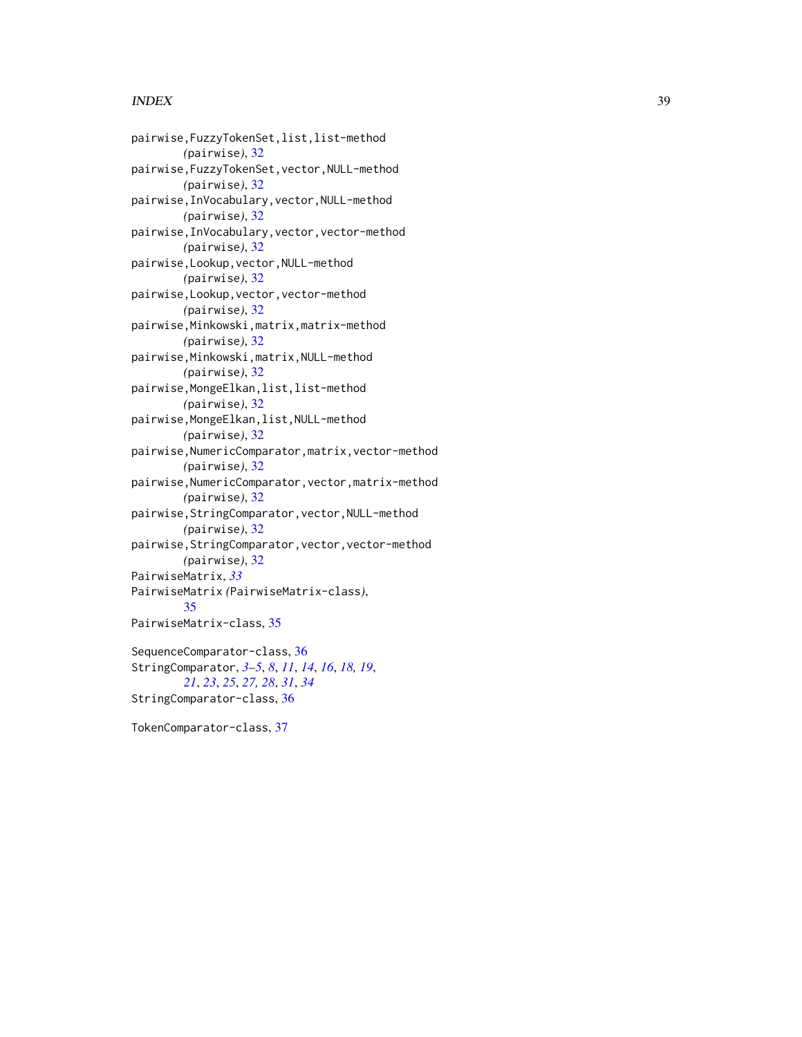pairwise,FuzzyTokenSet,list,list-method
    *(pairwise)*, 32
pairwise,FuzzyTokenSet,vector,NULL-method
    *(pairwise)*, 32
pairwise,InVocabulary,vector,NULL-method
    *(pairwise)*, 32
pairwise,InVocabulary,vector,vector-method
    *(pairwise)*, 32
pairwise,Lookup,vector,NULL-method
    *(pairwise)*, 32
pairwise,Lookup,vector,vector-method
    *(pairwise)*, 32
pairwise,Minkowski,matrix,matrix-method
    *(pairwise)*, 32
pairwise,Minkowski,matrix,NULL-method
    *(pairwise)*, 32
pairwise,MongeElkan,list,list-method
    *(pairwise)*, 32
pairwise,MongeElkan,list,NULL-method
    *(pairwise)*, 32
pairwise,NumericComparator,matrix,vector-method
    *(pairwise)*, 32
pairwise,NumericComparator,vector,matrix-method
    *(pairwise)*, 32
pairwise,StringComparator,vector,NULL-method
    *(pairwise)*, 32
pairwise,StringComparator,vector,vector-method
    *(pairwise)*, 32
PairwiseMatrix, *33*
PairwiseMatrix *(PairwiseMatrix-class)*,
    35
PairwiseMatrix-class, 35

SequenceComparator-class, 36
StringComparator, *3–5*, *8*, *11*, *14*, *16*, *18*, *19*,
    *21*, *23*, *25*, *27*, *28*, *31*, *34*
StringComparator-class, 36

TokenComparator-class, 37